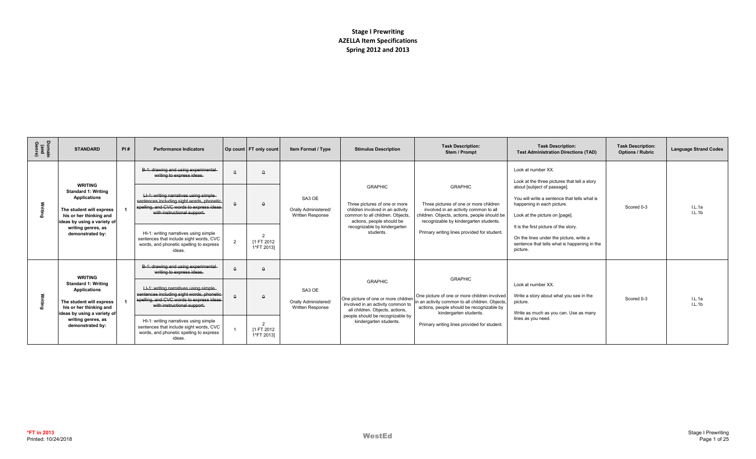# Stage I Prewriting
## AZELLA Item Specifications
## Spring 2012 and 2013

| Domain (and Genre) | STANDARD | PI # | Performance Indicators | Op count | FT only count | Item Format / Type | Stimulus Description | Task Description: Stem / Prompt | Task Description: Test Administration Directions (TAD) | Task Description: Options / Rubric | Language Strand Codes |
|---|---|---|---|---|---|---|---|---|---|---|---|
| Writing | **WRITING Standard 1: Writing Applications** **The student will express his or her thinking and ideas by using a variety of writing genres, as demonstrated by:** | 1 | ~~B-1: drawing and using experimental writing to express ideas.~~ | 0 | 0 | SA3 OE Orally Administered/ Written Response | GRAPHIC Three pictures of one or more children involved in an activity common to all children. Objects, actions, people should be recognizable by kindergarten students. | GRAPHIC Three pictures of one or more children involved in an activity common to all children. Objects, actions, people should be recognizable by kindergarten students. Primary writing lines provided for student. | Look at number XX. Look at the three pictures that tell a story about [subject of passage]. You will write a sentence that tells what is happening in each picture. Look at the picture on [page]. It is the first picture of the story. On the lines under the picture, write a sentence that tells what is happening in the picture. | Scored 0-3 | I.L.1a I.L.1b |
| | | | ~~LI-1: writing narratives using simple sentences including sight words, phonetic spelling, and CVC words to express ideas with instructional support.~~ | 0 | 0 | | | | | | |
| | | | HI-1: writing narratives using simple sentences that include sight words, CVC words, and phonetic spelling to express ideas. | 2 | 2 [1 FT 2012 1*FT 2013] | | | | | | |
| Writing | **WRITING Standard 1: Writing Applications** **The student will express his or her thinking and ideas by using a variety of writing genres, as demonstrated by:** | 1 | ~~B-1: drawing and using experimental writing to express ideas.~~ | 0 | 0 | SA3 OE Orally Administered/ Written Response | GRAPHIC One picture of one or more children involved in an activity common to all children. Objects, actions, people should be recognizable by kindergarten students. | GRAPHIC One picture of one or more children involved in an activity common to all children. Objects, actions, people should be recognizable by kindergarten students. Primary writing lines provided for student. | Look at number XX. Write a story about what you see in the picture. Write as much as you can. Use as many lines as you need. | Scored 0-3 | I.L.1a I.L.1b |
| | | | ~~LI-1: writing narratives using simple sentences including sight words, phonetic spelling, and CVC words to express ideas with instructional support.~~ | 0 | 0 | | | | | | |
| | | | HI-1: writing narratives using simple sentences that include sight words, CVC words, and phonetic spelling to express ideas. | 1 | 2 [1 FT 2012 1*FT 2013] | | | | | | |

*FT in 2013
Printed: 10/24/2018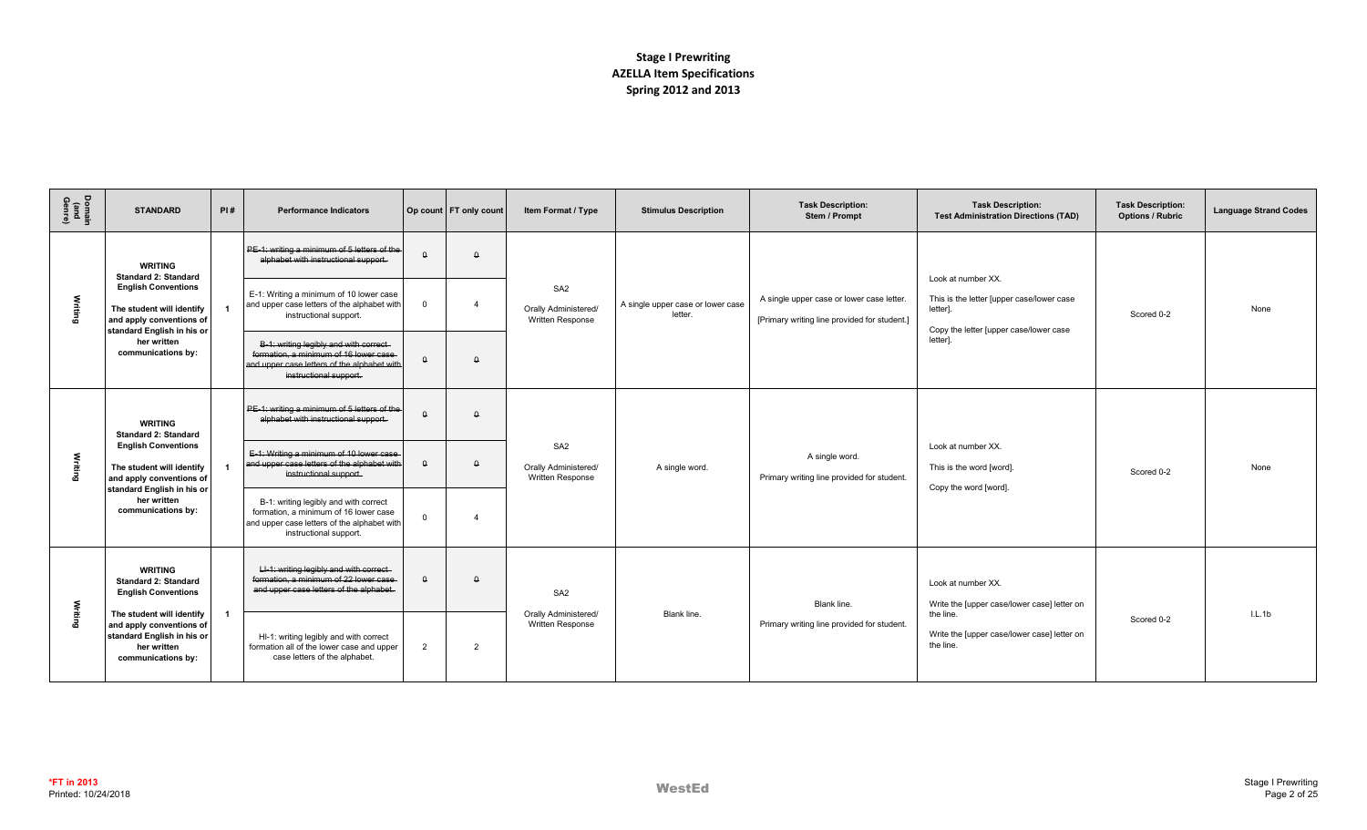# Stage I Prewriting
## AZELLA Item Specifications
## Spring 2012 and 2013

| Domain (and Genre) | STANDARD | PI# | Performance Indicators | Op count | FT only count | Item Format / Type | Stimulus Description | Task Description: Stem / Prompt | Task Description: Test Administration Directions (TAD) | Task Description: Options / Rubric | Language Strand Codes |
|---|---|---|---|---|---|---|---|---|---|---|---|
| Writing | **WRITING Standard 2: Standard English Conventions** **The student will identify and apply conventions of standard English in his or her written communications by:** | 1 | ~~PE-1: writing a minimum of 5 letters of the alphabet with instructional support.~~ | ~~0~~ | ~~0~~ | SA2 Orally Administered/ Written Response | A single upper case or lower case letter. | A single upper case or lower case letter. [Primary writing line provided for student.] | Look at number XX. This is the letter [upper case/lower case letter]. Copy the letter [upper case/lower case letter]. | Scored 0-2 | None |
| | | | E-1: Writing a minimum of 10 lower case and upper case letters of the alphabet with instructional support. | 0 | 4 | | | | | | |
| | | | ~~B-1: writing legibly and with correct formation, a minimum of 16 lower case and upper case letters of the alphabet with instructional support.~~ | ~~0~~ | ~~0~~ | | | | | | |
| Writing | **WRITING Standard 2: Standard English Conventions** **The student will identify and apply conventions of standard English in his or her written communications by:** | 1 | ~~PE-1: writing a minimum of 5 letters of the alphabet with instructional support.~~ | ~~0~~ | ~~0~~ | SA2 Orally Administered/ Written Response | A single word. | A single word. Primary writing line provided for student. | Look at number XX. This is the word [word]. Copy the word [word]. | Scored 0-2 | None |
| | | | ~~E-1: Writing a minimum of 10 lower case and upper case letters of the alphabet with instructional support.~~ | ~~0~~ | ~~0~~ | | | | | | |
| | | | B-1: writing legibly and with correct formation, a minimum of 16 lower case and upper case letters of the alphabet with instructional support. | 0 | 4 | | | | | | |
| Writing | **WRITING Standard 2: Standard English Conventions** **The student will identify and apply conventions of standard English in his or her written communications by:** | 1 | ~~LI-1: writing legibly and with correct formation, a minimum of 22 lower case and upper case letters of the alphabet.~~ | ~~0~~ | ~~0~~ | SA2 Orally Administered/ Written Response | Blank line. | Blank line. Primary writing line provided for student. | Look at number XX. Write the [upper case/lower case] letter on the line. Write the [upper case/lower case] letter on the line. | Scored 0-2 | I.L.1b |
| | | | HI-1: writing legibly and with correct formation all of the lower case and upper case letters of the alphabet. | 2 | 2 | | | | | | |

*FT in 2013

Printed: 10/24/2018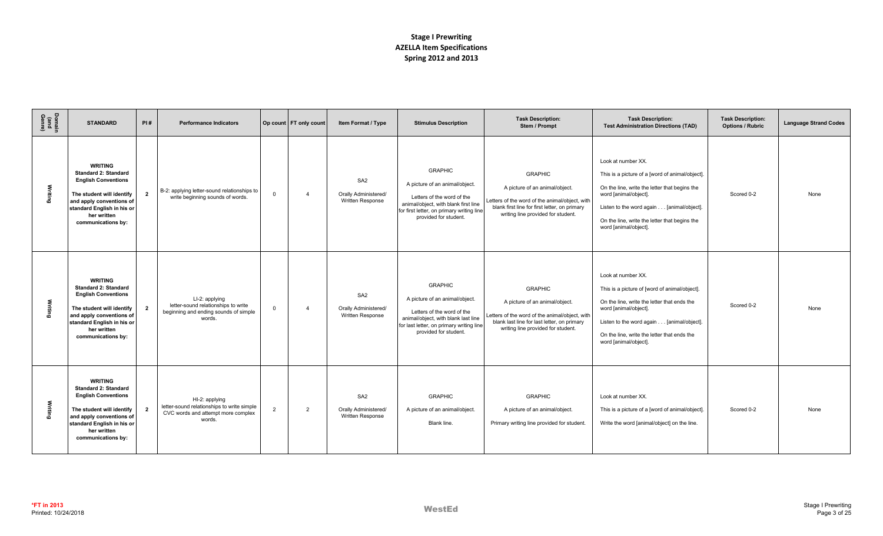# Stage I Prewriting
# AZELLA Item Specifications
# Spring 2012 and 2013

| Domain (and Genre) | STANDARD | PI # | Performance Indicators | Op count | FT only count | Item Format / Type | Stimulus Description | Task Description: Stem / Prompt | Task Description: Test Administration Directions (TAD) | Task Description: Options / Rubric | Language Strand Codes |
|---|---|---|---|---|---|---|---|---|---|---|---|
| Writing | **WRITING Standard 2: Standard English Conventions** **The student will identify and apply conventions of standard English in his or her written communications by:** | **2** | B-2: applying letter-sound relationships to write beginning sounds of words. | 0 | 4 | SA2 Orally Administered/ Written Response | GRAPHIC A picture of an animal/object. Letters of the word of the animal/object, with blank first line for first letter, on primary writing line provided for student. | GRAPHIC A picture of an animal/object. Letters of the word of the animal/object, with blank first line for first letter, on primary writing line provided for student. | Look at number XX. This is a picture of a [word of animal/object]. On the line, write the letter that begins the word [animal/object]. Listen to the word again . . . [animal/object]. On the line, write the letter that begins the word [animal/object]. | Scored 0-2 | None |
| Writing | **WRITING Standard 2: Standard English Conventions** **The student will identify and apply conventions of standard English in his or her written communications by:** | **2** | LI-2: applying letter-sound relationships to write beginning and ending sounds of simple words. | 0 | 4 | SA2 Orally Administered/ Written Response | GRAPHIC A picture of an animal/object. Letters of the word of the animal/object, with blank last line for last letter, on primary writing line provided for student. | GRAPHIC A picture of an animal/object. Letters of the word of the animal/object, with blank last line for last letter, on primary writing line provided for student. | Look at number XX. This is a picture of [word of animal/object]. On the line, write the letter that ends the word [animal/object]. Listen to the word again . . . [animal/object]. On the line, write the letter that ends the word [animal/object]. | Scored 0-2 | None |
| Writing | **WRITING Standard 2: Standard English Conventions** **The student will identify and apply conventions of standard English in his or her written communications by:** | **2** | HI-2: applying letter-sound relationships to write simple CVC words and attempt more complex words. | 2 | 2 | SA2 Orally Administered/ Written Response | GRAPHIC A picture of an animal/object. Blank line. | GRAPHIC A picture of an animal/object. Primary writing line provided for student. | Look at number XX. This is a picture of a [word of animal/object]. Write the word [animal/object] on the line. | Scored 0-2 | None |

*FT in 2013
Printed: 10/24/2018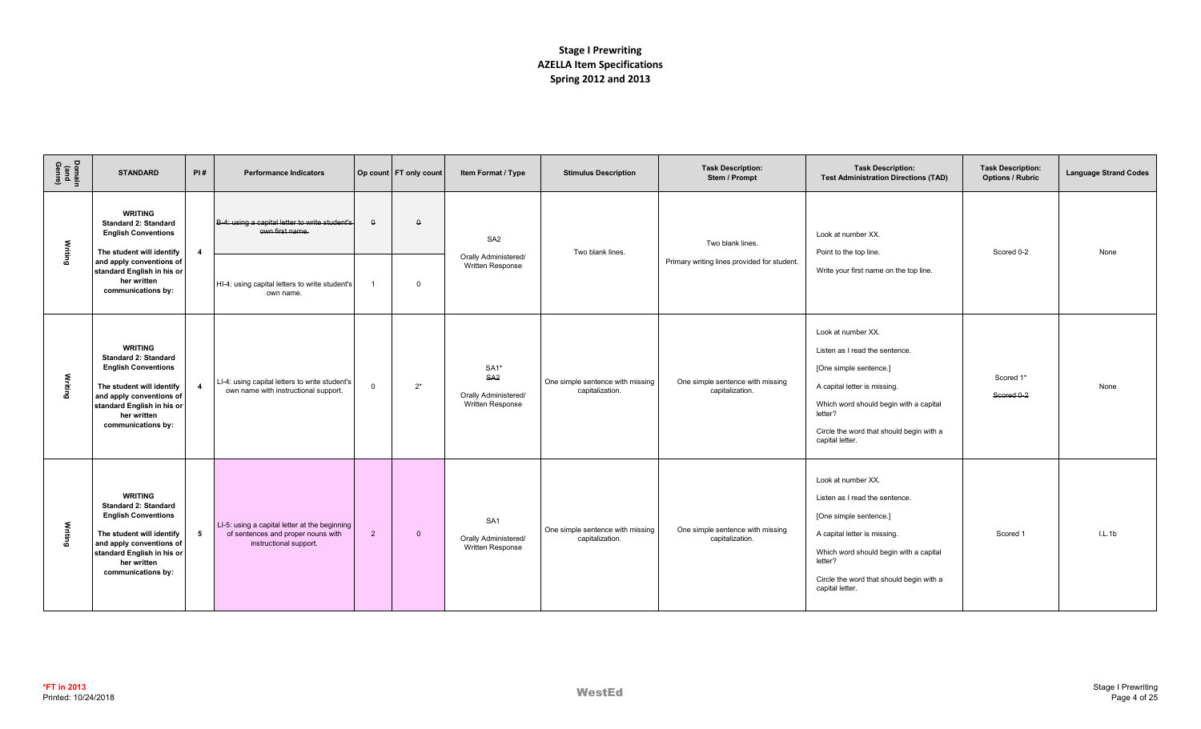# Stage I Prewriting
## AZELLA Item Specifications
## Spring 2012 and 2013

| Domain (and Genre) | STANDARD | PI # | Performance Indicators | Op count | FT only count | Item Format / Type | Stimulus Description | Task Description: Stem / Prompt | Task Description: Test Administration Directions (TAD) | Task Description: Options / Rubric | Language Strand Codes |
|---|---|---|---|---|---|---|---|---|---|---|---|
| Writing | **WRITING Standard 2: Standard English Conventions** **The student will identify and apply conventions of standard English in his or her written communications by:** | 4 | ~~B-4: using a capital letter to write student's own first name.~~ | ~~0~~ | ~~0~~ | SA2 Orally Administered/ Written Response | Two blank lines. | Two blank lines. Primary writing lines provided for student. | Look at number XX. Point to the top line. Write your first name on the top line. | Scored 0-2 | None |
| | | | HI-4: using capital letters to write student's own name. | 1 | 0 | | | | | | |
| Writing | **WRITING Standard 2: Standard English Conventions** **The student will identify and apply conventions of standard English in his or her written communications by:** | 4 | LI-4: using capital letters to write student's own name with instructional support. | 0 | 2* | SA1* ~~SA2~~ Orally Administered/ Written Response | One simple sentence with missing capitalization. | One simple sentence with missing capitalization. | Look at number XX. Listen as I read the sentence. [One simple sentence.] A capital letter is missing. Which word should begin with a capital letter? Circle the word that should begin with a capital letter. | Scored 1* ~~Scored 0-2~~ | None |
| Writing | **WRITING Standard 2: Standard English Conventions** **The student will identify and apply conventions of standard English in his or her written communications by:** | 5 | LI-5: using a capital letter at the beginning of sentences and proper nouns with instructional support. | 2 | 0 | SA1 Orally Administered/ Written Response | One simple sentence with missing capitalization. | One simple sentence with missing capitalization. | Look at number XX. Listen as I read the sentence. [One simple sentence.] A capital letter is missing. Which word should begin with a capital letter? Circle the word that should begin with a capital letter. | Scored 1 | I.L.1b |

*FT in 2013
Printed: 10/24/2018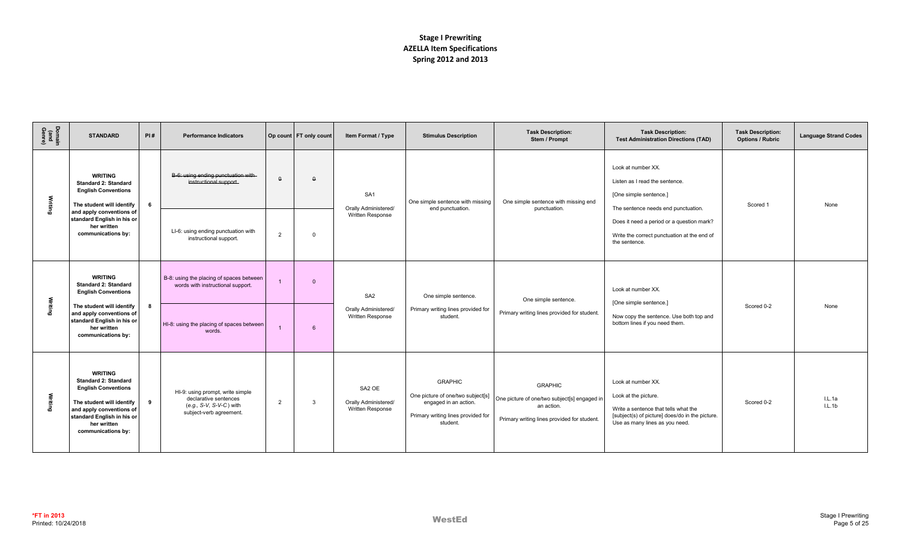# Stage I Prewriting
## AZELLA Item Specifications
## Spring 2012 and 2013

| Domain (and Genre) | STANDARD | PI# | Performance Indicators | Op count | FT only count | Item Format / Type | Stimulus Description | Task Description: Stem / Prompt | Task Description: Test Administration Directions (TAD) | Task Description: Options / Rubric | Language Strand Codes |
|---|---|---|---|---|---|---|---|---|---|---|---|
| Writing | **WRITING Standard 2: Standard English Conventions** **The student will identify and apply conventions of standard English in his or her written communications by:** | 6 | ~~B-6: using ending punctuation with instructional support.~~ | ~~0~~ | ~~0~~ | SA1 Orally Administered/ Written Response | One simple sentence with missing end punctuation. | One simple sentence with missing end punctuation. | Look at number XX. Listen as I read the sentence. [One simple sentence.] The sentence needs end punctuation. Does it need a period or a question mark? Write the correct punctuation at the end of the sentence. | Scored 1 | None |
| | | | LI-6: using ending punctuation with instructional support. | 2 | 0 | | | | | | |
| Writing | **WRITING Standard 2: Standard English Conventions** **The student will identify and apply conventions of standard English in his or her written communications by:** | 8 | B-8: using the placing of spaces between words with instructional support. | 1 | 0 | SA2 Orally Administered/ Written Response | One simple sentence. Primary writing lines provided for student. | One simple sentence. Primary writing lines provided for student. | Look at number XX. [One simple sentence.] Now copy the sentence. Use both top and bottom lines if you need them. | Scored 0-2 | None |
| | | | HI-8: using the placing of spaces between words. | 1 | 6 | | | | | | |
| Writing | **WRITING Standard 2: Standard English Conventions** **The student will identify and apply conventions of standard English in his or her written communications by:** | 9 | HI-9: using prompt, write simple declarative sentences (*e.g., S-V, S-V-C*) with subject-verb agreement. | 2 | 3 | SA2 OE Orally Administered/ Written Response | GRAPHIC One picture of one/two subject[s] engaged in an action. Primary writing lines provided for student. | GRAPHIC One picture of one/two subject[s] engaged in an action. Primary writing lines provided for student. | Look at number XX. Look at the picture. Write a sentence that tells what the [subject(s) of picture] does/do in the picture. Use as many lines as you need. | Scored 0-2 | I.L.1a I.L.1b |

**\*FT in 2013**
Printed: 10/24/2018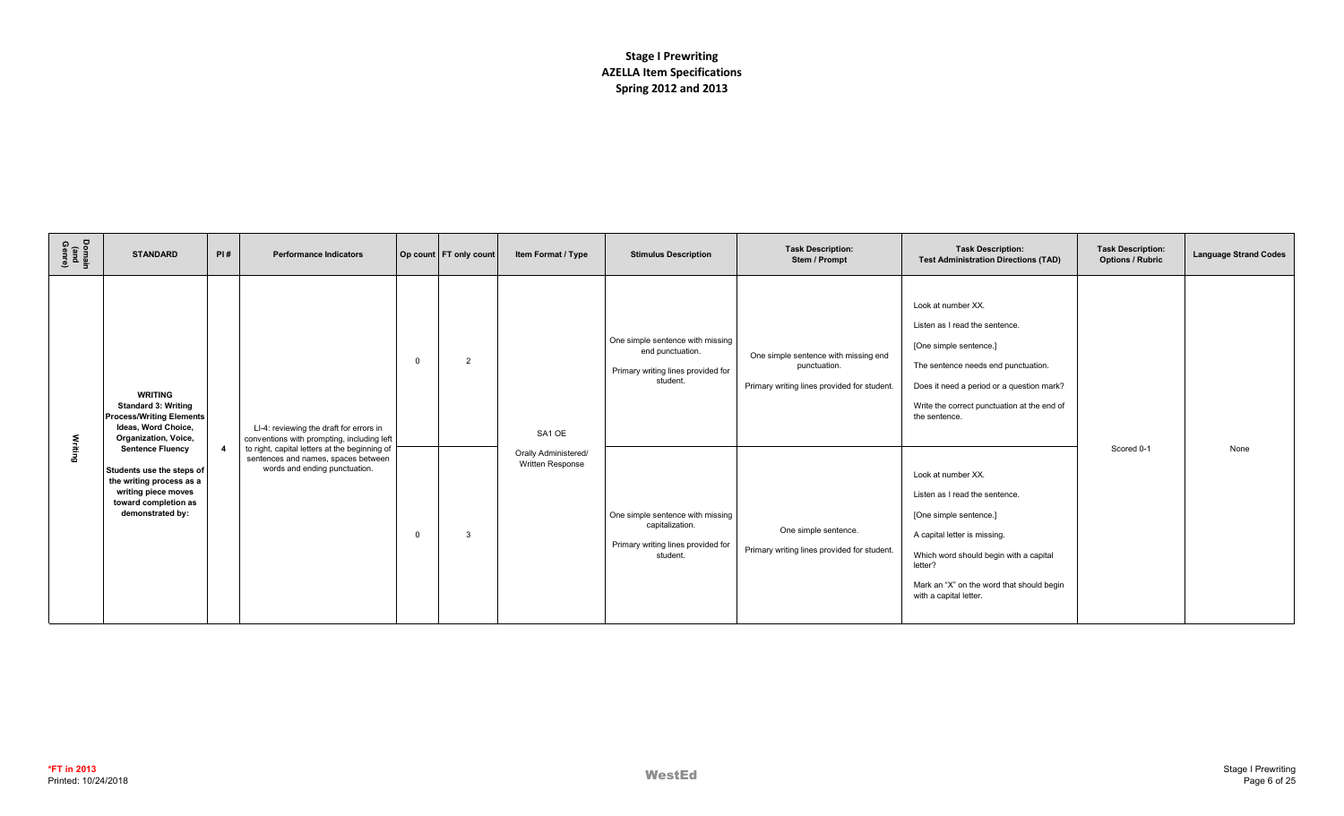# Stage I Prewriting
# AZELLA Item Specifications
# Spring 2012 and 2013

| Domain (and Genre) | STANDARD | PI # | Performance Indicators | Op count | FT only count | Item Format / Type | Stimulus Description | Task Description: Stem / Prompt | Task Description: Test Administration Directions (TAD) | Task Description: Options / Rubric | Language Strand Codes |
|---|---|---|---|---|---|---|---|---|---|---|---|
| Writing | **WRITING** **Standard 3: Writing Process/Writing Elements Ideas, Word Choice, Organization, Voice, Sentence Fluency** **Students use the steps of the writing process as a writing piece moves toward completion as demonstrated by:** | 4 | LI-4: reviewing the draft for errors in conventions with prompting, including left to right, capital letters at the beginning of sentences and names, spaces between words and ending punctuation. | 0 | 2 | SA1 OE<br>Orally Administered/ Written Response | One simple sentence with missing end punctuation.<br>Primary writing lines provided for student. | One simple sentence with missing end punctuation.<br>Primary writing lines provided for student. | Look at number XX.<br>Listen as I read the sentence.<br>[One simple sentence.]<br>The sentence needs end punctuation.<br>Does it need a period or a question mark?<br>Write the correct punctuation at the end of the sentence. | Scored 0-1 | None |
| | | | | 0 | 3 | | One simple sentence with missing capitalization.<br>Primary writing lines provided for student. | One simple sentence.<br>Primary writing lines provided for student. | Look at number XX.<br>Listen as I read the sentence.<br>[One simple sentence.]<br>A capital letter is missing.<br>Which word should begin with a capital letter?<br>Mark an "X" on the word that should begin with a capital letter. | | |

*FT in 2013
Printed: 10/24/2018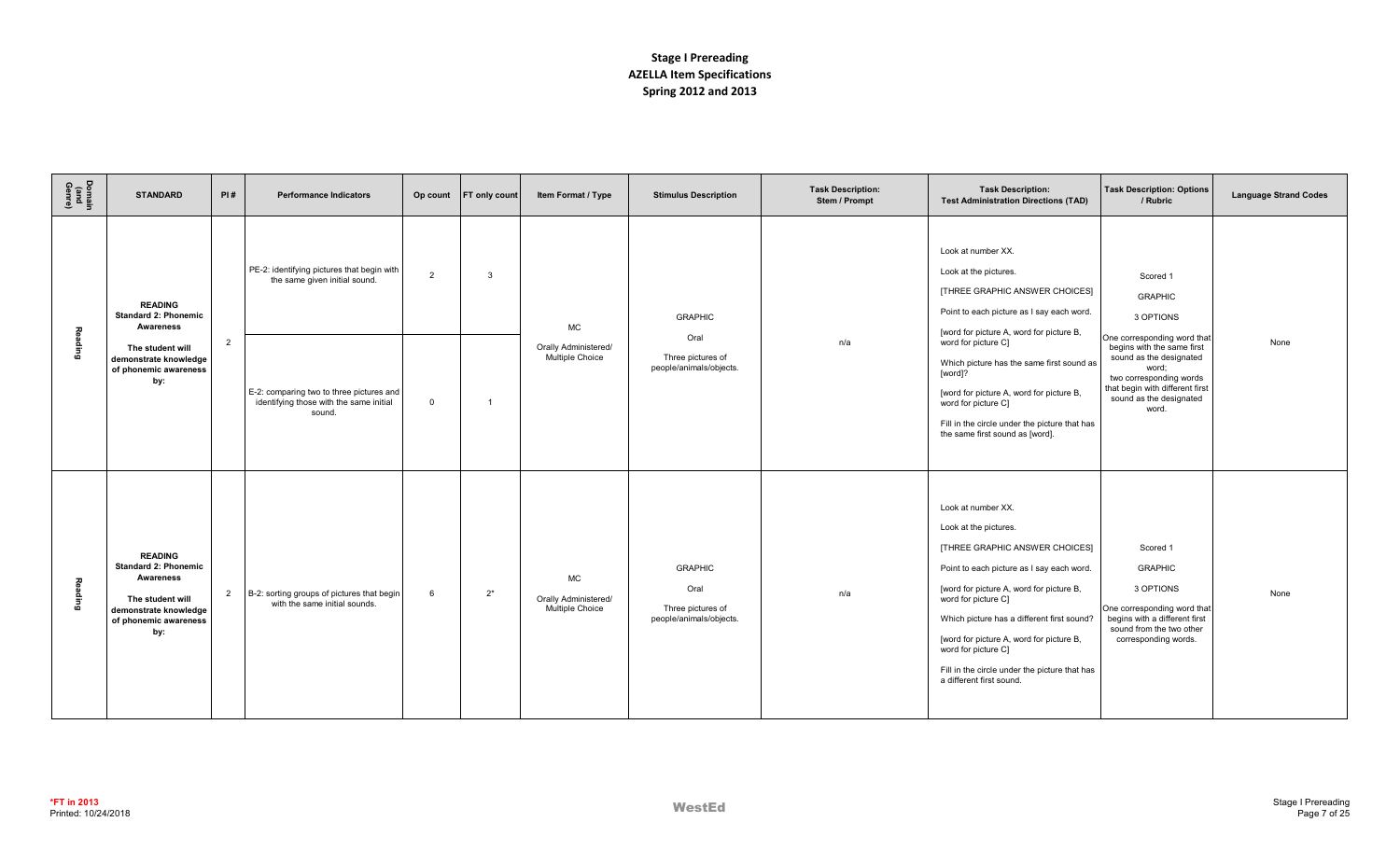# Stage I Prereading
# AZELLA Item Specifications
# Spring 2012 and 2013

| Domain (and Genre) | STANDARD | PI # | Performance Indicators | Op count | FT only count | Item Format / Type | Stimulus Description | Task Description: Stem / Prompt | Task Description: Test Administration Directions (TAD) | Task Description: Options / Rubric | Language Strand Codes |
|---|---|---|---|---|---|---|---|---|---|---|---|
| Reading | **READING Standard 2: Phonemic Awareness** **The student will demonstrate knowledge of phonemic awareness by:** | 2 | PE-2: identifying pictures that begin with the same given initial sound. | 2 | 3 | MC Orally Administered/ Multiple Choice | GRAPHIC Oral Three pictures of people/animals/objects. | n/a | Look at number XX. Look at the pictures. [THREE GRAPHIC ANSWER CHOICES] Point to each picture as I say each word. [word for picture A, word for picture B, word for picture C] Which picture has the same first sound as [word]? [word for picture A, word for picture B, word for picture C] Fill in the circle under the picture that has the same first sound as [word]. | Scored 1 GRAPHIC 3 OPTIONS One corresponding word that begins with the same first sound as the designated word; two corresponding words that begin with different first sound as the designated word. | None |
| | | | E-2: comparing two to three pictures and identifying those with the same initial sound. | 0 | 1 | | | | | | |
| Reading | **READING Standard 2: Phonemic Awareness** **The student will demonstrate knowledge of phonemic awareness by:** | 2 | B-2: sorting groups of pictures that begin with the same initial sounds. | 6 | 2* | MC Orally Administered/ Multiple Choice | GRAPHIC Oral Three pictures of people/animals/objects. | n/a | Look at number XX. Look at the pictures. [THREE GRAPHIC ANSWER CHOICES] Point to each picture as I say each word. [word for picture A, word for picture B, word for picture C] Which picture has a different first sound? [word for picture A, word for picture B, word for picture C] Fill in the circle under the picture that has a different first sound. | Scored 1 GRAPHIC 3 OPTIONS One corresponding word that begins with a different first sound from the two other corresponding words. | None |

***FT in 2013**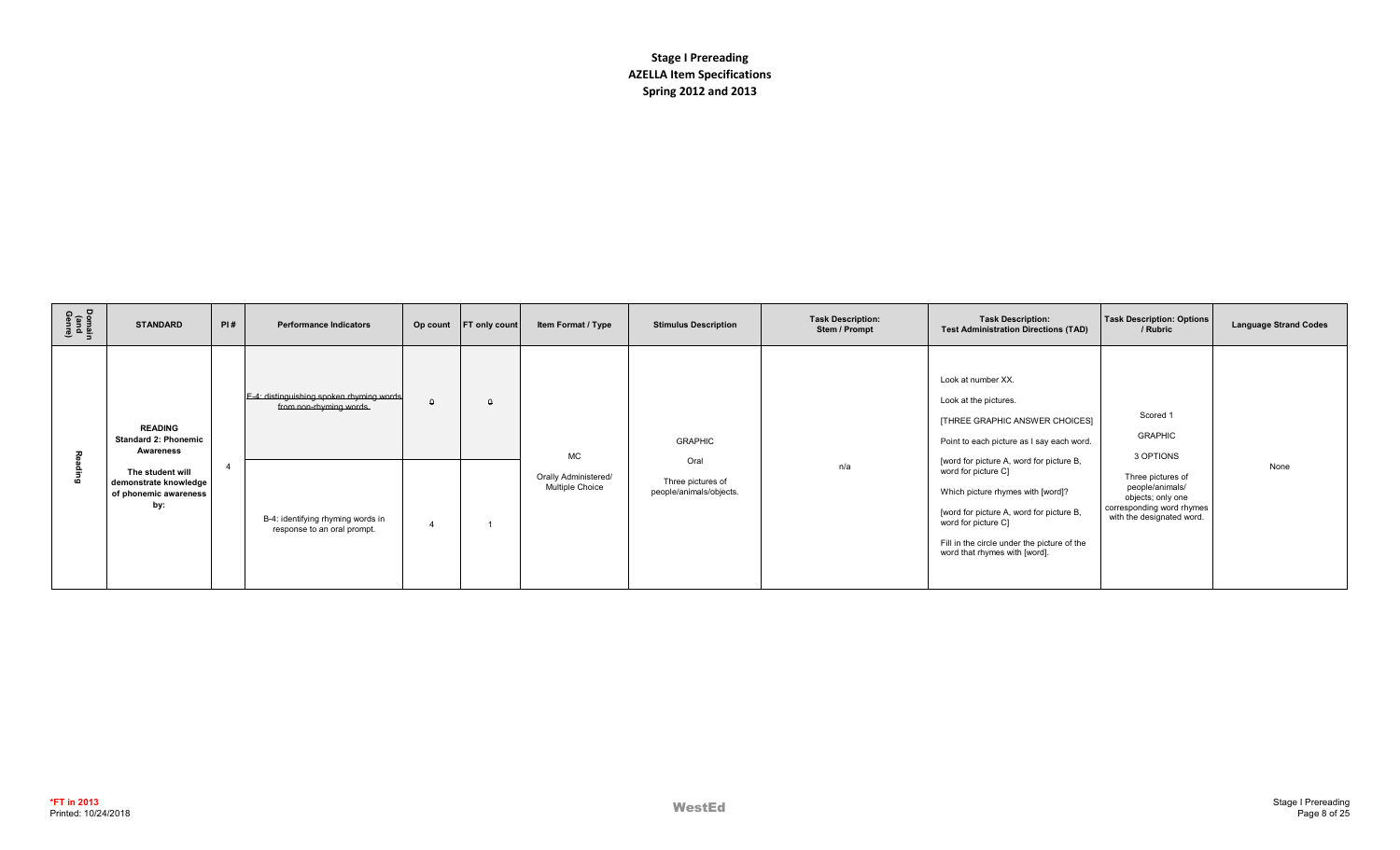**Stage I Prereading**
**AZELLA Item Specifications**
**Spring 2012 and 2013**

| Domain (and Genre) | STANDARD | PI # | Performance Indicators | Op count | FT only count | Item Format / Type | Stimulus Description | Task Description: Stem / Prompt | Task Description: Test Administration Directions (TAD) | Task Description: Options / Rubric | Language Strand Codes |
|---|---|---|---|---|---|---|---|---|---|---|---|
| Reading | **READING** **Standard 2: Phonemic Awareness** **The student will demonstrate knowledge of phonemic awareness by:** | 4 | ~~E-4: distinguishing spoken rhyming words from non-rhyming words.~~ | ~~0~~ | ~~0~~ | MC Orally Administered/ Multiple Choice | GRAPHIC Oral Three pictures of people/animals/objects. | n/a | Look at number XX. Look at the pictures. [THREE GRAPHIC ANSWER CHOICES] Point to each picture as I say each word. [word for picture A, word for picture B, word for picture C] Which picture rhymes with [word]? [word for picture A, word for picture B, word for picture C] Fill in the circle under the picture of the word that rhymes with [word]. | Scored 1 GRAPHIC 3 OPTIONS Three pictures of people/animals/ objects; only one corresponding word rhymes with the designated word. | None |
| | | | B-4: identifying rhyming words in response to an oral prompt. | 4 | 1 | | | | | | |

*FT in 2013
Printed: 10/24/2018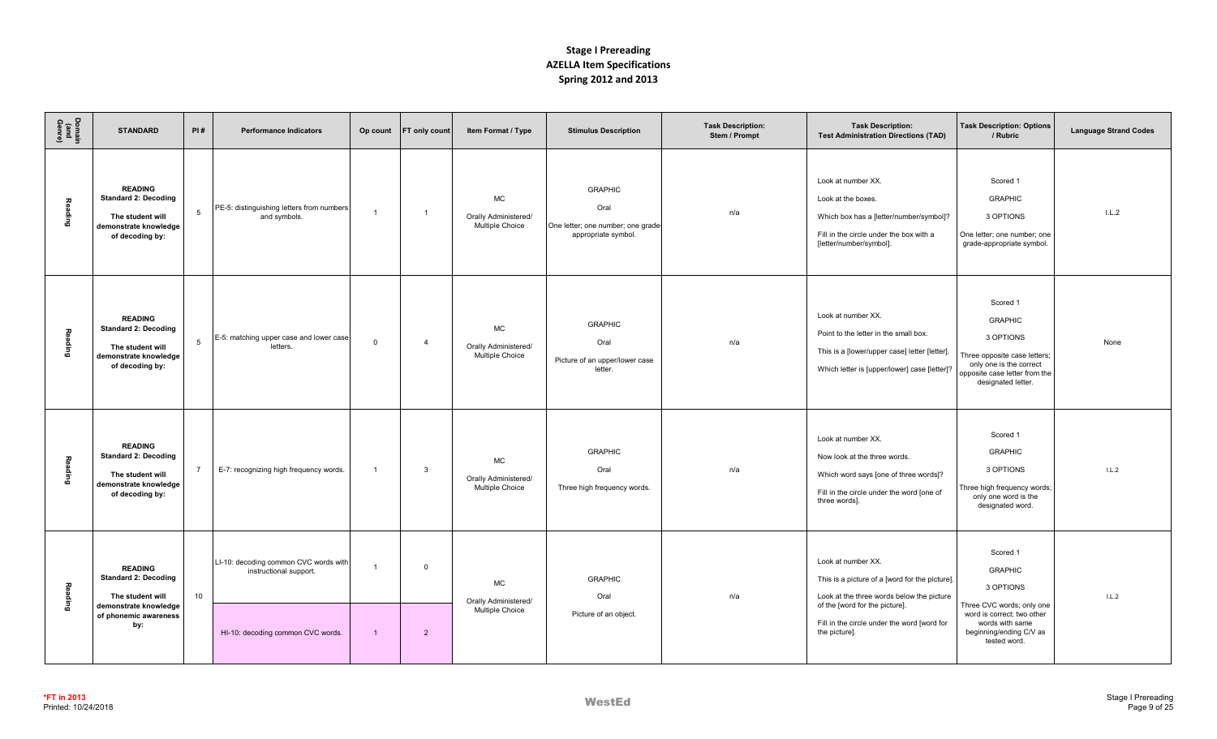# Stage I Prereading
## AZELLA Item Specifications
## Spring 2012 and 2013

| Domain (and Genre) | STANDARD | PI # | Performance Indicators | Op count | FT only count | Item Format / Type | Stimulus Description | Task Description: Stem / Prompt | Task Description: Test Administration Directions (TAD) | Task Description: Options / Rubric | Language Strand Codes |
|---|---|---|---|---|---|---|---|---|---|---|---|
| Reading | **READING Standard 2: Decoding** The student will demonstrate knowledge of decoding by: | 5 | PE-5: distinguishing letters from numbers and symbols. | 1 | 1 | MC Orally Administered/ Multiple Choice | GRAPHIC Oral One letter; one number; one grade-appropriate symbol. | n/a | Look at number XX. Look at the boxes. Which box has a [letter/number/symbol]? Fill in the circle under the box with a [letter/number/symbol]. | Scored 1 GRAPHIC 3 OPTIONS One letter; one number; one grade-appropriate symbol. | I.L.2 |
| Reading | **READING Standard 2: Decoding** The student will demonstrate knowledge of decoding by: | 5 | E-5: matching upper case and lower case letters. | 0 | 4 | MC Orally Administered/ Multiple Choice | GRAPHIC Oral Picture of an upper/lower case letter. | n/a | Look at number XX. Point to the letter in the small box. This is a [lower/upper case] letter [letter]. Which letter is [upper/lower] case [letter]? | Scored 1 GRAPHIC 3 OPTIONS Three opposite case letters; only one is the correct opposite case letter from the designated letter. | None |
| Reading | **READING Standard 2: Decoding** The student will demonstrate knowledge of decoding by: | 7 | E-7: recognizing high frequency words. | 1 | 3 | MC Orally Administered/ Multiple Choice | GRAPHIC Oral Three high frequency words. | n/a | Look at number XX. Now look at the three words. Which word says [one of three words]? Fill in the circle under the word [one of three words]. | Scored 1 GRAPHIC 3 OPTIONS Three high frequency words; only one word is the designated word. | I.L.2 |
| Reading | **READING Standard 2: Decoding** The student will demonstrate knowledge of phonemic awareness by: | 10 | LI-10: decoding common CVC words with instructional support. | 1 | 0 | MC Orally Administered/ Multiple Choice | GRAPHIC Oral Picture of an object. | n/a | Look at number XX. This is a picture of a [word for the picture]. Look at the three words below the picture of the [word for the picture]. Fill in the circle under the word [word for the picture]. | Scored 1 GRAPHIC 3 OPTIONS Three CVC words; only one word is correct; two other words with same beginning/ending C/V as tested word. | I.L.2 |
| | | | HI-10: decoding common CVC words. | 1 | 2 | | | | | | |

*FT in 2013
Printed: 10/24/2018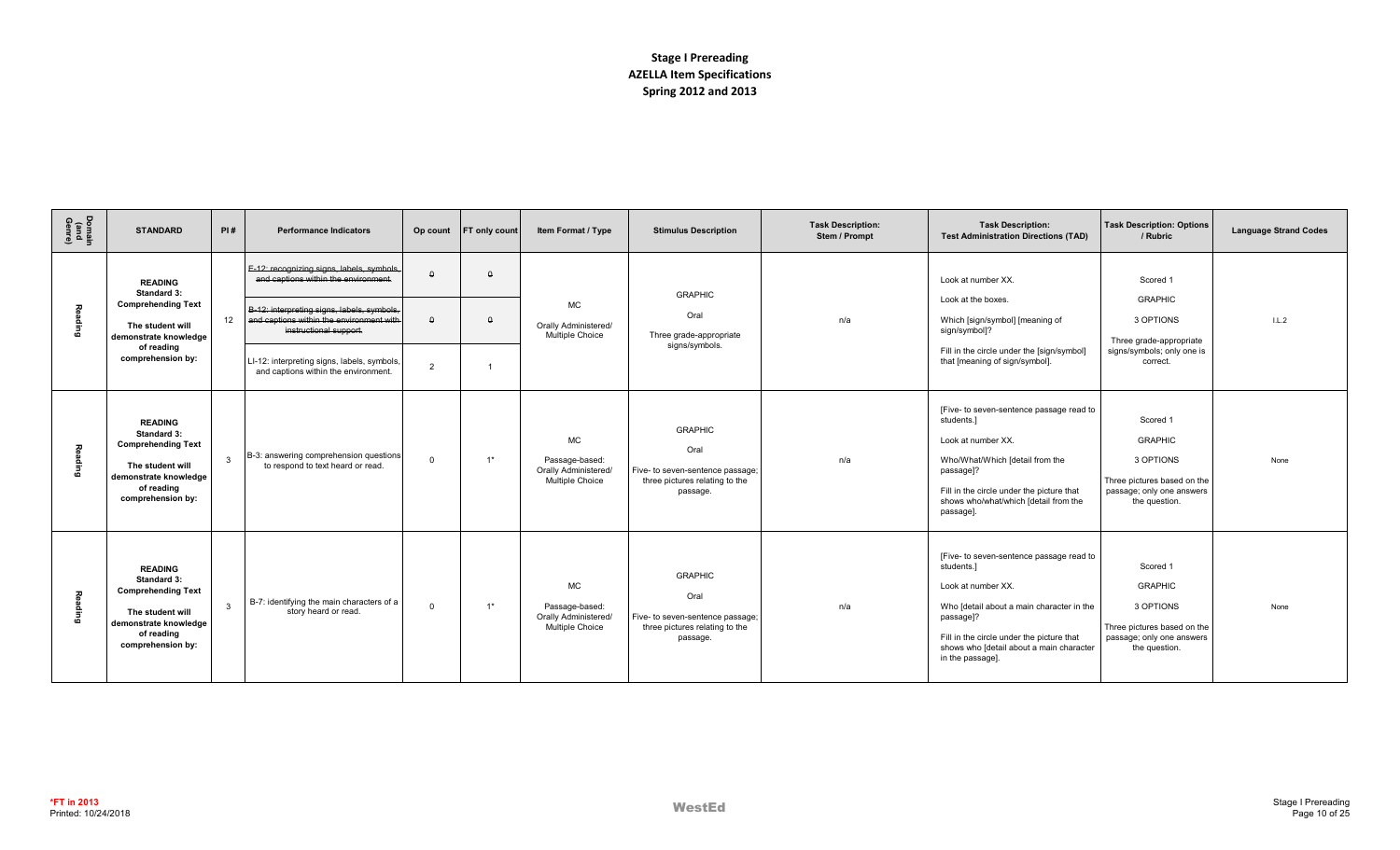# Stage I Prereading
# AZELLA Item Specifications
# Spring 2012 and 2013

| Domain (and Genre) | STANDARD | PI # | Performance Indicators | Op count | FT only count | Item Format / Type | Stimulus Description | Task Description: Stem / Prompt | Task Description: Test Administration Directions (TAD) | Task Description: Options / Rubric | Language Strand Codes |
|---|---|---|---|---|---|---|---|---|---|---|---|
| Reading | READING Standard 3: Comprehending Text The student will demonstrate knowledge of reading comprehension by: | 12 | ~~E-12: recognizing signs, labels, symbols, and captions within the environment.~~ | ~~0~~ | ~~0~~ | MC Orally Administered/ Multiple Choice | GRAPHIC Oral Three grade-appropriate signs/symbols. | n/a | Look at number XX. Look at the boxes. Which [sign/symbol] [meaning of sign/symbol]? Fill in the circle under the [sign/symbol] that [meaning of sign/symbol]. | Scored 1 GRAPHIC 3 OPTIONS Three grade-appropriate signs/symbols; only one is correct. | I.L.2 |
| | | | ~~B-12: interpreting signs, labels, symbols, and captions within the environment with instructional support.~~ | ~~0~~ | ~~0~~ | | | | | | |
| | | | LI-12: interpreting signs, labels, symbols, and captions within the environment. | 2 | 1 | | | | | | |
| Reading | READING Standard 3: Comprehending Text The student will demonstrate knowledge of reading comprehension by: | 3 | B-3: answering comprehension questions to respond to text heard or read. | 0 | 1* | MC Passage-based: Orally Administered/ Multiple Choice | GRAPHIC Oral Five- to seven-sentence passage; three pictures relating to the passage. | n/a | [Five- to seven-sentence passage read to students.] Look at number XX. Who/What/Which [detail from the passage]? Fill in the circle under the picture that shows who/what/which [detail from the passage]. | Scored 1 GRAPHIC 3 OPTIONS Three pictures based on the passage; only one answers the question. | None |
| Reading | READING Standard 3: Comprehending Text The student will demonstrate knowledge of reading comprehension by: | 3 | B-7: identifying the main characters of a story heard or read. | 0 | 1* | MC Passage-based: Orally Administered/ Multiple Choice | GRAPHIC Oral Five- to seven-sentence passage; three pictures relating to the passage. | n/a | [Five- to seven-sentence passage read to students.] Look at number XX. Who [detail about a main character in the passage]? Fill in the circle under the picture that shows who [detail about a main character in the passage]. | Scored 1 GRAPHIC 3 OPTIONS Three pictures based on the passage; only one answers the question. | None |

*FT in 2013
Printed: 10/24/2018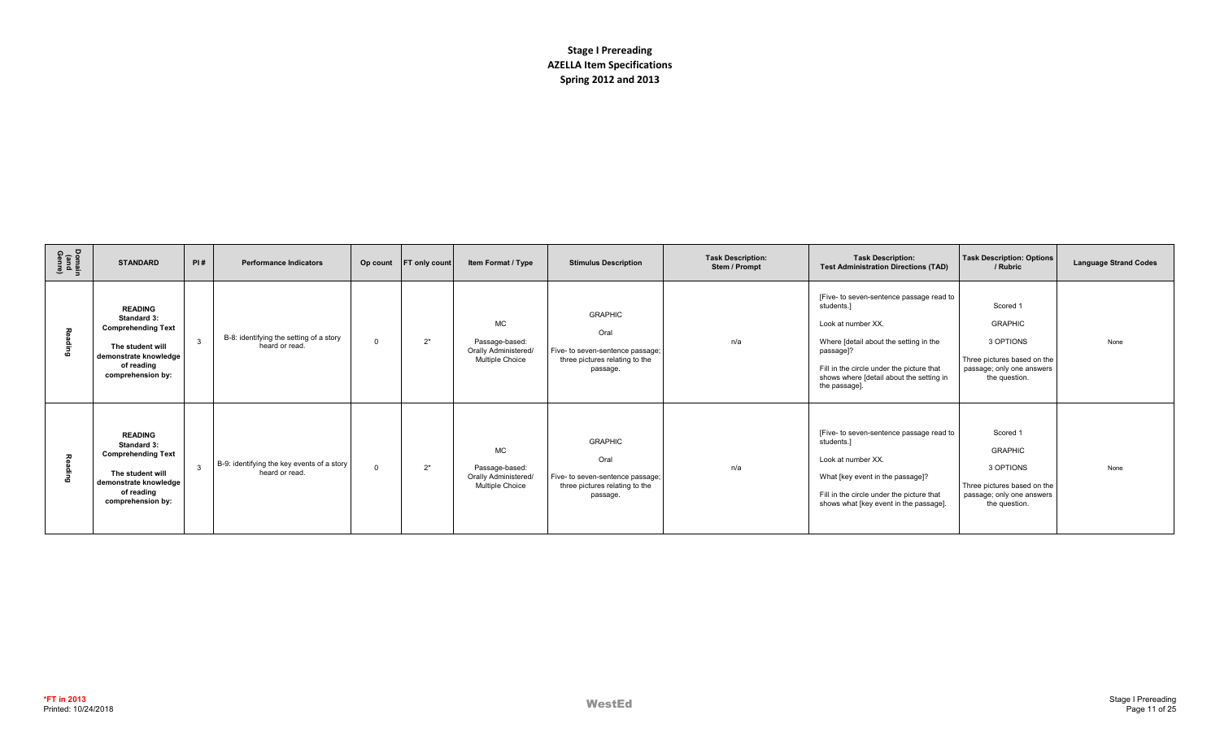**Stage I Prereading**
**AZELLA Item Specifications**
**Spring 2012 and 2013**

| Domain (and Genre) | STANDARD | PI # | Performance Indicators | Op count | FT only count | Item Format / Type | Stimulus Description | Task Description: Stem / Prompt | Task Description: Test Administration Directions (TAD) | Task Description: Options / Rubric | Language Strand Codes |
|---|---|---|---|---|---|---|---|---|---|---|---|
| Reading | **READING Standard 3: Comprehending Text** **The student will demonstrate knowledge of reading comprehension by:** | 3 | B-8: identifying the setting of a story heard or read. | 0 | 2* | MC Passage-based: Orally Administered/ Multiple Choice | GRAPHIC Oral Five- to seven-sentence passage; three pictures relating to the passage. | n/a | [Five- to seven-sentence passage read to students.] Look at number XX. Where [detail about the setting in the passage]? Fill in the circle under the picture that shows where [detail about the setting in the passage]. | Scored 1 GRAPHIC 3 OPTIONS Three pictures based on the passage; only one answers the question. | None |
| Reading | **READING Standard 3: Comprehending Text** **The student will demonstrate knowledge of reading comprehension by:** | 3 | B-9: identifying the key events of a story heard or read. | 0 | 2* | MC Passage-based: Orally Administered/ Multiple Choice | GRAPHIC Oral Five- to seven-sentence passage; three pictures relating to the passage. | n/a | [Five- to seven-sentence passage read to students.] Look at number XX. What [key event in the passage]? Fill in the circle under the picture that shows what [key event in the passage]. | Scored 1 GRAPHIC 3 OPTIONS Three pictures based on the passage; only one answers the question. | None |

*FT in 2013
Printed: 10/24/2018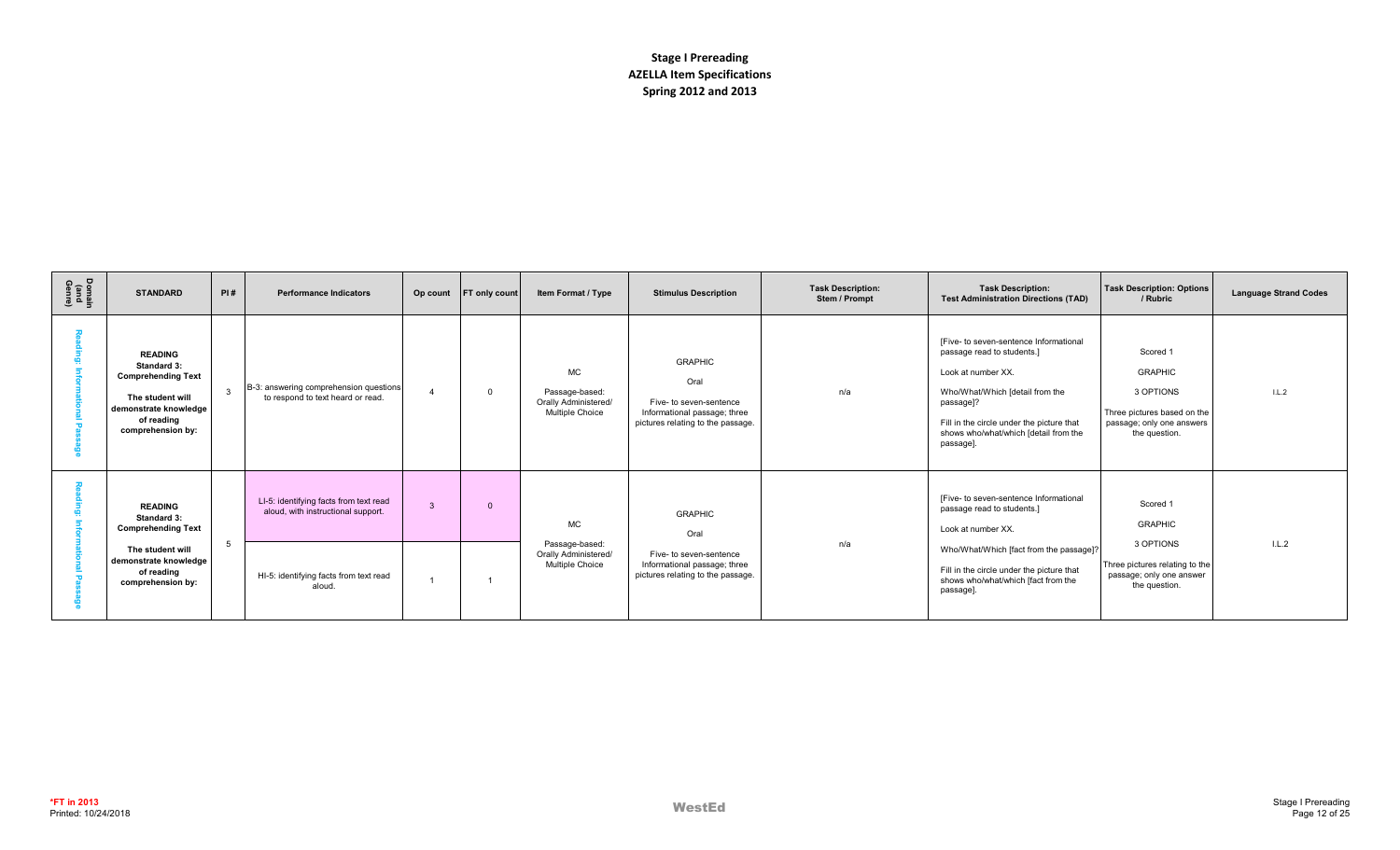# Stage I Prereading
# AZELLA Item Specifications
# Spring 2012 and 2013

| Domain (and Genre) | STANDARD | PI # | Performance Indicators | Op count | FT only count | Item Format / Type | Stimulus Description | Task Description: Stem / Prompt | Task Description: Test Administration Directions (TAD) | Task Description: Options / Rubric | Language Strand Codes |
|---|---|---|---|---|---|---|---|---|---|---|---|
| Reading: Informational Passage | **READING Standard 3: Comprehending Text** **The student will demonstrate knowledge of reading comprehension by:** | 3 | B-3: answering comprehension questions to respond to text heard or read. | 4 | 0 | MC Passage-based: Orally Administered/ Multiple Choice | GRAPHIC Oral Five- to seven-sentence Informational passage; three pictures relating to the passage. | n/a | [Five- to seven-sentence Informational passage read to students.] Look at number XX. Who/What/Which [detail from the passage]? Fill in the circle under the picture that shows who/what/which [detail from the passage]. | Scored 1 GRAPHIC 3 OPTIONS Three pictures based on the passage; only one answers the question. | I.L.2 |
| Reading: Informational Passage | **READING Standard 3: Comprehending Text** **The student will demonstrate knowledge of reading comprehension by:** | 5 | LI-5: identifying facts from text read aloud, with instructional support. | 3 | 0 | MC Passage-based: Orally Administered/ Multiple Choice | GRAPHIC Oral Five- to seven-sentence Informational passage; three pictures relating to the passage. | n/a | [Five- to seven-sentence Informational passage read to students.] Look at number XX. Who/What/Which [fact from the passage]? Fill in the circle under the picture that shows who/what/which [fact from the passage]. | Scored 1 GRAPHIC 3 OPTIONS Three pictures relating to the passage; only one answer the question. | I.L.2 |
| | | | HI-5: identifying facts from text read aloud. | 1 | 1 | | | | | | |

*FT in 2013
Printed: 10/24/2018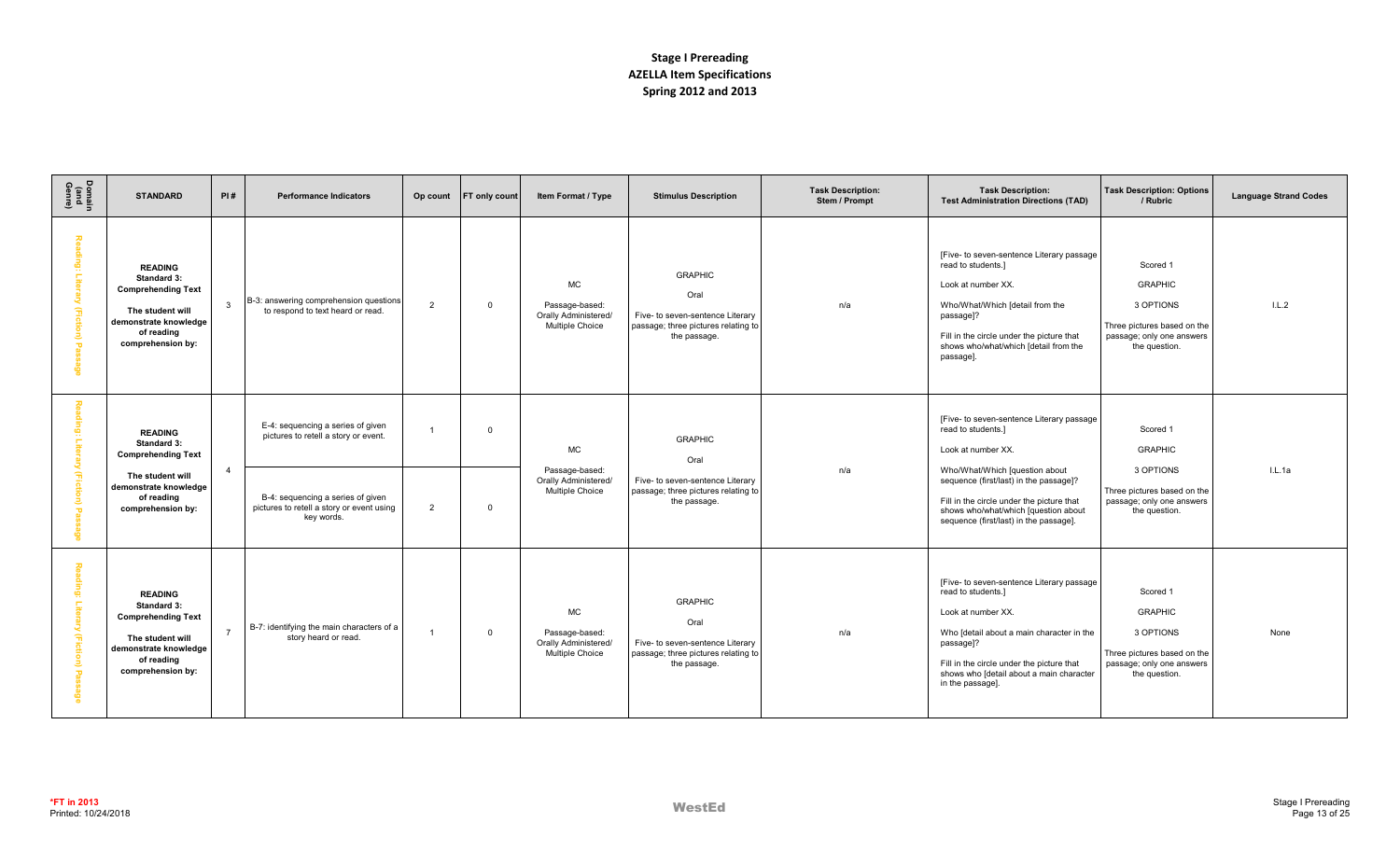# Stage I Prereading
## AZELLA Item Specifications
## Spring 2012 and 2013

| Domain (and Genre) | STANDARD | PI # | Performance Indicators | Op count | FT only count | Item Format / Type | Stimulus Description | Task Description: Stem / Prompt | Task Description: Test Administration Directions (TAD) | Task Description: Options / Rubric | Language Strand Codes |
|---|---|---|---|---|---|---|---|---|---|---|---|
| Reading: Literary (Fiction) Passage | **READING Standard 3: Comprehending Text** **The student will demonstrate knowledge of reading comprehension by:** | 3 | B-3: answering comprehension questions to respond to text heard or read. | 2 | 0 | MC Passage-based: Orally Administered/ Multiple Choice | GRAPHIC Oral Five- to seven-sentence Literary passage; three pictures relating to the passage. | n/a | [Five- to seven-sentence Literary passage read to students.] Look at number XX. Who/What/Which [detail from the passage]? Fill in the circle under the picture that shows who/what/which [detail from the passage]. | Scored 1 GRAPHIC 3 OPTIONS Three pictures based on the passage; only one answers the question. | I.L.2 |
| Reading: Literary (Fiction) Passage | **READING Standard 3: Comprehending Text** **The student will demonstrate knowledge of reading comprehension by:** | 4 | E-4: sequencing a series of given pictures to retell a story or event. | 1 | 0 | MC Passage-based: Orally Administered/ Multiple Choice | GRAPHIC Oral Five- to seven-sentence Literary passage; three pictures relating to the passage. | n/a | [Five- to seven-sentence Literary passage read to students.] Look at number XX. Who/What/Which [question about sequence (first/last) in the passage]? Fill in the circle under the picture that shows who/what/which [question about sequence (first/last) in the passage]. | Scored 1 GRAPHIC 3 OPTIONS Three pictures based on the passage; only one answers the question. | I.L.1a |
| | | | B-4: sequencing a series of given pictures to retell a story or event using key words. | 2 | 0 | | | | | | |
| Reading: Literary (Fiction) Passage | **READING Standard 3: Comprehending Text** **The student will demonstrate knowledge of reading comprehension by:** | 7 | B-7: identifying the main characters of a story heard or read. | 1 | 0 | MC Passage-based: Orally Administered/ Multiple Choice | GRAPHIC Oral Five- to seven-sentence Literary passage; three pictures relating to the passage. | n/a | [Five- to seven-sentence Literary passage read to students.] Look at number XX. Who [detail about a main character in the passage]? Fill in the circle under the picture that shows who [detail about a main character in the passage]. | Scored 1 GRAPHIC 3 OPTIONS Three pictures based on the passage; only one answers the question. | None |

*FT in 2013
Printed: 10/24/2018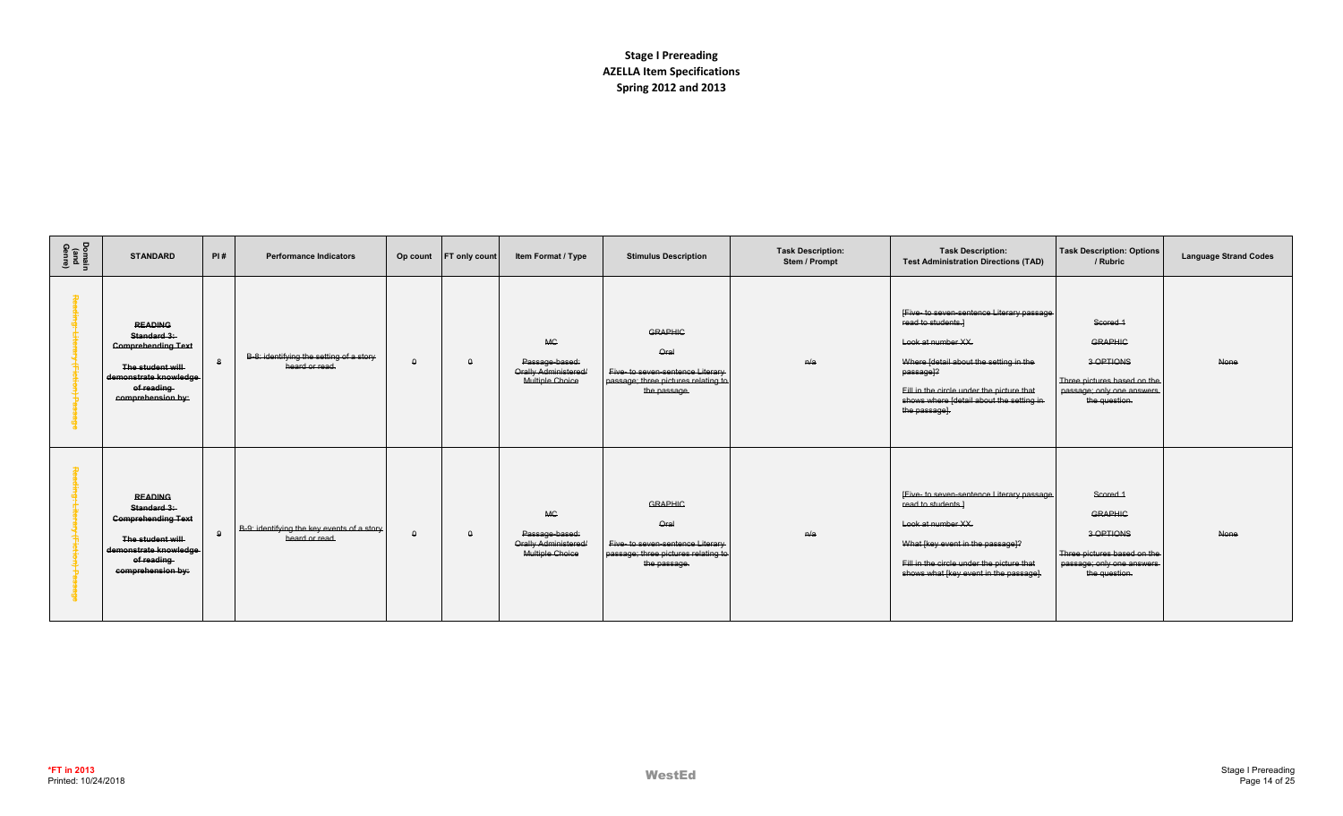**Stage I Prereading**
**AZELLA Item Specifications**
**Spring 2012 and 2013**

| Domain (and Genre) | STANDARD | PI # | Performance Indicators | Op count | FT only count | Item Format / Type | Stimulus Description | Task Description: Stem / Prompt | Task Description: Test Administration Directions (TAD) | Task Description: Options / Rubric | Language Strand Codes |
|---|---|---|---|---|---|---|---|---|---|---|---|
| ~~Reading: Literary (Fiction) Passage~~ | ~~**READING Standard 3: Comprehending Text The student will demonstrate knowledge of reading comprehension by:**~~ | ~~8~~ | ~~B-8: identifying the setting of a story heard or read.~~ | ~~0~~ | ~~0~~ | ~~MC~~<br><br>~~Passage-based: Orally Administered/ Multiple Choice~~ | ~~GRAPHIC~~<br><br>~~Oral~~<br><br>~~Five- to seven-sentence Literary passage; three pictures relating to the passage.~~ | ~~n/a~~ | ~~[Five- to seven-sentence Literary passage read to students.]~~<br><br>~~Look at number XX.~~<br><br>~~Where [detail about the setting in the passage]?~~<br><br>~~Fill in the circle under the picture that shows where [detail about the setting in the passage].~~ | ~~Scored 1~~<br><br>~~GRAPHIC~~<br><br>~~3 OPTIONS~~<br><br>~~Three pictures based on the passage; only one answers the question.~~ | ~~None~~ |
| ~~Reading: Literary (Fiction) Passage~~ | ~~**READING Standard 3: Comprehending Text The student will demonstrate knowledge of reading comprehension by:**~~ | ~~9~~ | ~~B-9: identifying the key events of a story heard or read.~~ | ~~0~~ | ~~0~~ | ~~MC~~<br><br>~~Passage-based: Orally Administered/ Multiple Choice~~ | ~~GRAPHIC~~<br><br>~~Oral~~<br><br>~~Five- to seven-sentence Literary passage; three pictures relating to the passage.~~ | ~~n/a~~ | ~~[Five- to seven-sentence Literary passage read to students.]~~<br><br>~~Look at number XX.~~<br><br>~~What [key event in the passage]?~~<br><br>~~Fill in the circle under the picture that shows what [key event in the passage].~~ | ~~Scored 1~~<br><br>~~GRAPHIC~~<br><br>~~3 OPTIONS~~<br><br>~~Three pictures based on the passage; only one answers the question.~~ | ~~None~~ |

*FT in 2013
Printed: 10/24/2018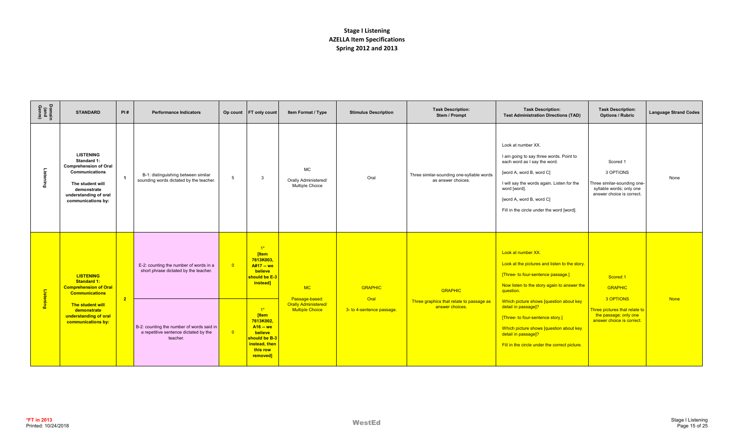# Stage I Listening
## AZELLA Item Specifications
## Spring 2012 and 2013

| Domain (and Genre) | STANDARD | PI # | Performance Indicators | Op count | FT only count | Item Format / Type | Stimulus Description | Task Description: Stem / Prompt | Task Description: Test Administration Directions (TAD) | Task Description: Options / Rubric | Language Strand Codes |
|---|---|---|---|---|---|---|---|---|---|---|---|
| Listening | **LISTENING Standard 1: Comprehension of Oral Communications** **The student will demonstrate understanding of oral communications by:** | **1** | B-1: distinguishing between similar sounding words dictated by the teacher. | 5 | 3 | MC Orally Administered/ Multiple Choice | Oral | Three similar-sounding one-syllable words as answer choices. | Look at number XX. I am going to say three words. Point to each word as I say the word. [word A, word B, word C] I will say the words again. Listen for the word [word]. [word A, word B, word C] Fill in the circle under the word [word]. | Scored 1 3 OPTIONS Three similar-sounding one-syllable words; only one answer choice is correct. | None |
| Listening | **LISTENING Standard 1: Comprehension of Oral Communications** **The student will demonstrate understanding of oral communications by:** | **2** | E-2: counting the number of words in a short phrase dictated by the teacher. | 0 | 1* **[Item 7613K003, A#17 -- we believe should be E-3 instead]** | MC Passage-based: Orally Administered/ Multiple Choice | GRAPHIC Oral 3- to 4-sentence passage. | GRAPHIC Three graphics that relate to passage as answer choices. | Look at number XX. Look at the pictures and listen to the story. [Three- to four-sentence passage.] Now listen to the story again to answer the question. Which picture shows [question about key detail in passage]? [Three- to four-sentence story.] Which picture shows [question about key detail in passage]? Fill in the circle under the correct picture. | Scored 1 GRAPHIC 3 OPTIONS Three pictures that relate to the passage; only one answer choice is correct. | None |
| | | | B-2: counting the number of words said in a repetitive sentence dictated by the teacher. | 0 | 1* **[Item 7613K002, A16 -- we believe should be B-3 instead, then this row removed]** | | | | | | |

*FT in 2013
Printed: 10/24/2018

WestEd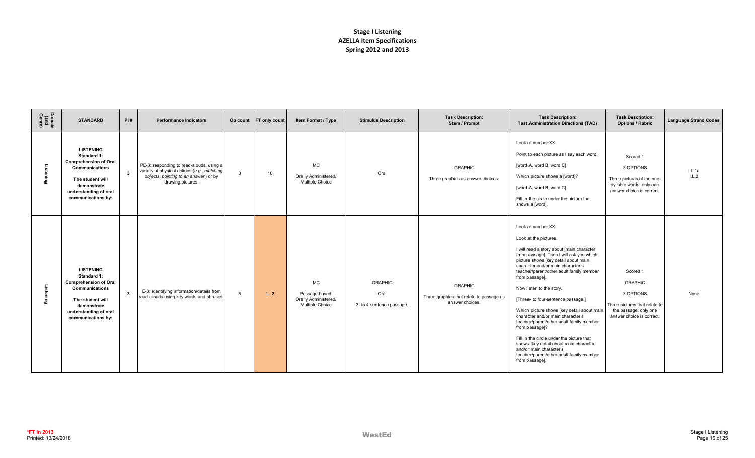# Stage I Listening
# AZELLA Item Specifications
# Spring 2012 and 2013

| Domain (and Genre) | STANDARD | PI # | Performance Indicators | Op count | FT only count | Item Format / Type | Stimulus Description | Task Description: Stem / Prompt | Task Description: Test Administration Directions (TAD) | Task Description: Options / Rubric | Language Strand Codes |
|---|---|---|---|---|---|---|---|---|---|---|---|
| Listening | **LISTENING Standard 1: Comprehension of Oral Communications**<br><br>**The student will demonstrate understanding of oral communications by:** | **3** | PE-3: responding to read-alouds, using a variety of physical actions (*e.g., matching objects, pointing to an answer*) or by drawing pictures. | 0 | 10 | MC<br><br>Orally Administered/ Multiple Choice | Oral | GRAPHIC<br><br>Three graphics as answer choices. | Look at number XX.<br><br>Point to each picture as I say each word.<br><br>[word A, word B, word C]<br><br>Which picture shows a [word]?<br><br>[word A, word B, word C]<br><br>Fill in the circle under the picture that shows a [word]. | Scored 1<br><br>3 OPTIONS<br><br>Three pictures of the one-syllable words; only one answer choice is correct. | I.L.1a<br>I.L.2 |
| Listening | **LISTENING Standard 1: Comprehension of Oral Communications**<br><br>**The student will demonstrate understanding of oral communications by:** | **3** | E-3: identifying information/details from read-alouds using key words and phrases. | 6 | 1 2 | MC<br><br>Passage-based: Orally Administered/ Multiple Choice | GRAPHIC<br><br>Oral<br><br>3- to 4-sentence passage. | GRAPHIC<br><br>Three graphics that relate to passage as answer choices. | Look at number XX.<br><br>Look at the pictures.<br><br>I will read a story about [main character from passage]. Then I will ask you which picture shows [key detail about main character and/or main character's teacher/parent/other adult family member from passage].<br><br>Now listen to the story.<br><br>[Three- to four-sentence passage.]<br><br>Which picture shows [key detail about main character and/or main character's teacher/parent/other adult family member from passage]?<br><br>Fill in the circle under the picture that shows [key detail about main character and/or main character's teacher/parent/other adult family member from passage]. | Scored 1<br><br>GRAPHIC<br><br>3 OPTIONS<br><br>Three pictures that relate to the passage; only one answer choice is correct. | None |

*FT in 2013
Printed: 10/24/2018

WestEd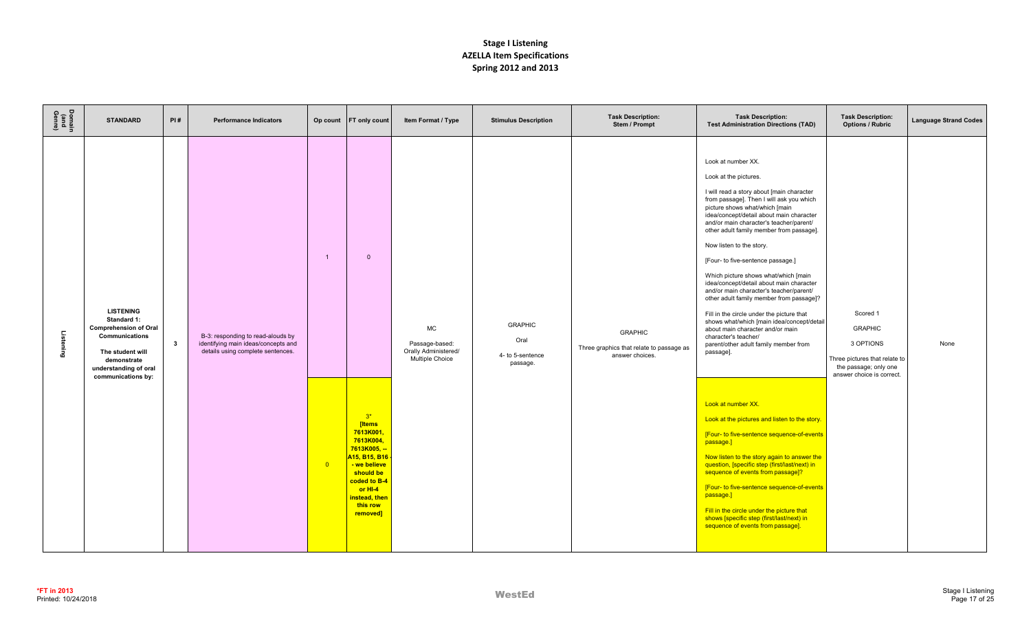# Stage I Listening
## AZELLA Item Specifications
## Spring 2012 and 2013

| Domain (and Genre) | STANDARD | PI # | Performance Indicators | Op count | FT only count | Item Format / Type | Stimulus Description | Task Description: Stem / Prompt | Task Description: Test Administration Directions (TAD) | Task Description: Options / Rubric | Language Strand Codes |
|---|---|---|---|---|---|---|---|---|---|---|---|
| Listening | **LISTENING Standard 1: Comprehension of Oral Communications** **The student will demonstrate understanding of oral communications by:** | **3** | B-3: responding to read-alouds by identifying main ideas/concepts and details using complete sentences. | 1 | 0 | MC Passage-based: Orally Administered/ Multiple Choice | GRAPHIC Oral 4- to 5-sentence passage. | GRAPHIC Three graphics that relate to passage as answer choices. | Look at number XX. Look at the pictures. I will read a story about [main character from passage]. Then I will ask you which picture shows what/which [main idea/concept/detail about main character and/or main character's teacher/parent/ other adult family member from passage]. Now listen to the story. [Four- to five-sentence passage.] Which picture shows what/which [main idea/concept/detail about main character and/or main character's teacher/parent/ other adult family member from passage]? Fill in the circle under the picture that shows what/which [main idea/concept/detail about main character and/or main character's teacher/ parent/other adult family member from passage]. | Scored 1 GRAPHIC 3 OPTIONS Three pictures that relate to the passage; only one answer choice is correct. | None |
| | | | | 0 | 3* **[Items 7613K001, 7613K004, 7613K005, -- A15, B15, B16 - we believe should be coded to B-4 or HI-4 instead, then this row removed]** | | | | Look at number XX. Look at the pictures and listen to the story. [Four- to five-sentence sequence-of-events passage.] Now listen to the story again to answer the question, [specific step (first/last/next) in sequence of events from passage]? [Four- to five-sentence sequence-of-events passage.] Fill in the circle under the picture that shows [specific step (first/last/next) in sequence of events from passage]. | | |

*FT in 2013
Printed: 10/24/2018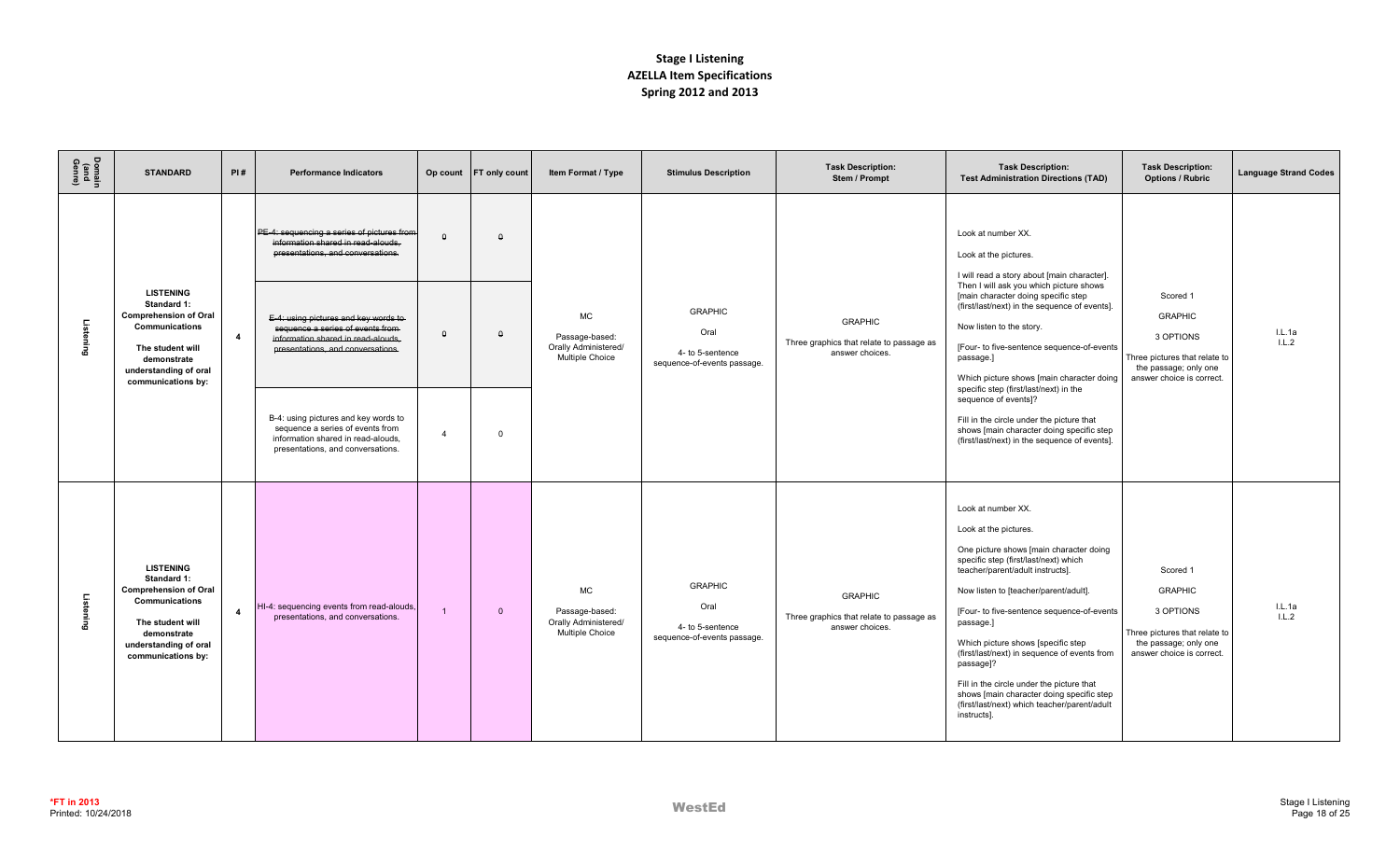# Stage I Listening
## AZELLA Item Specifications
## Spring 2012 and 2013

| Domain (and Genre) | STANDARD | PI # | Performance Indicators | Op count | FT only count | Item Format / Type | Stimulus Description | Task Description: Stem / Prompt | Task Description: Test Administration Directions (TAD) | Task Description: Options / Rubric | Language Strand Codes |
|---|---|---|---|---|---|---|---|---|---|---|---|
| Listening | **LISTENING Standard 1: Comprehension of Oral Communications** The student will demonstrate understanding of oral communications by: | 4 | ~~PE-4: sequencing a series of pictures from information shared in read-alouds, presentations, and conversations.~~ | ~~0~~ | ~~0~~ | MC<br>Passage-based: Orally Administered/ Multiple Choice | GRAPHIC<br>Oral<br>4- to 5-sentence sequence-of-events passage. | GRAPHIC<br>Three graphics that relate to passage as answer choices. | Look at number XX.<br>Look at the pictures.<br>I will read a story about [main character]. Then I will ask you which picture shows [main character doing specific step (first/last/next) in the sequence of events].<br>Now listen to the story.<br>[Four- to five-sentence sequence-of-events passage.]<br>Which picture shows [main character doing specific step (first/last/next) in the sequence of events]?<br>Fill in the circle under the picture that shows [main character doing specific step (first/last/next) in the sequence of events]. | Scored 1<br>GRAPHIC<br>3 OPTIONS<br>Three pictures that relate to the passage; only one answer choice is correct. | I.L.1a<br>I.L.2 |
| | | | ~~E-4: using pictures and key words to sequence a series of events from information shared in read-alouds, presentations, and conversations.~~ | ~~0~~ | ~~0~~ | | | | | | |
| | | | B-4: using pictures and key words to sequence a series of events from information shared in read-alouds, presentations, and conversations. | 4 | 0 | | | | | | |
| Listening | **LISTENING Standard 1: Comprehension of Oral Communications** The student will demonstrate understanding of oral communications by: | 4 | HI-4: sequencing events from read-alouds, presentations, and conversations. | 1 | 0 | MC<br>Passage-based: Orally Administered/ Multiple Choice | GRAPHIC<br>Oral<br>4- to 5-sentence sequence-of-events passage. | GRAPHIC<br>Three graphics that relate to passage as answer choices. | Look at number XX.<br>Look at the pictures.<br>One picture shows [main character doing specific step (first/last/next) which teacher/parent/adult instructs].<br>Now listen to [teacher/parent/adult].<br>[Four- to five-sentence sequence-of-events passage.]<br>Which picture shows [specific step (first/last/next) in sequence of events from passage]?<br>Fill in the circle under the picture that shows [main character doing specific step (first/last/next) which teacher/parent/adult instructs]. | Scored 1<br>GRAPHIC<br>3 OPTIONS<br>Three pictures that relate to the passage; only one answer choice is correct. | I.L.1a<br>I.L.2 |

*FT in 2013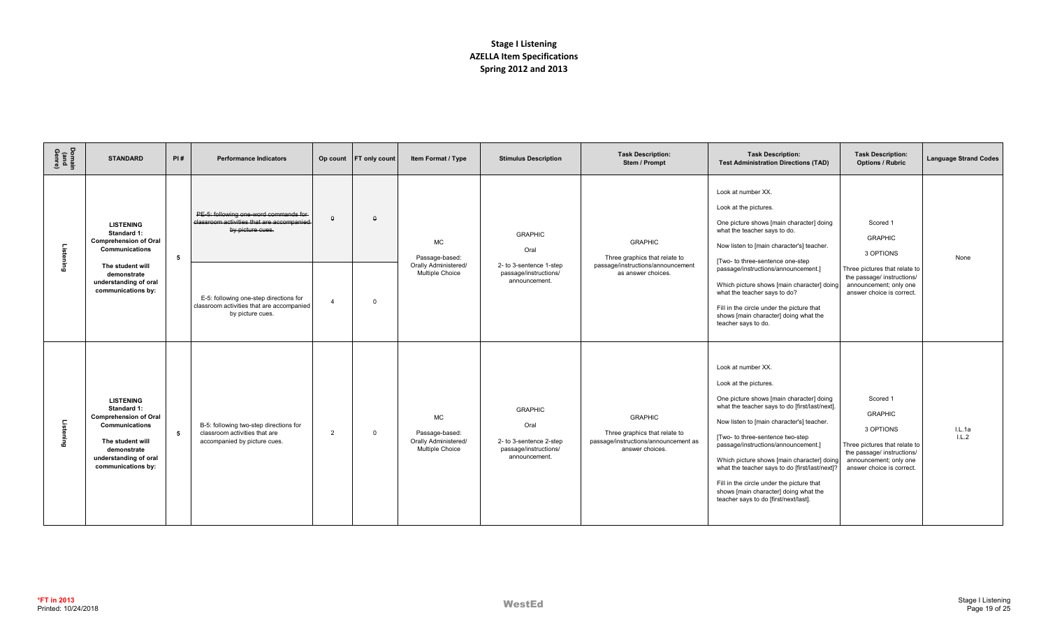# Stage I Listening
## AZELLA Item Specifications
## Spring 2012 and 2013

| Domain (and Genre) | STANDARD | PI # | Performance Indicators | Op count | FT only count | Item Format / Type | Stimulus Description | Task Description: Stem / Prompt | Task Description: Test Administration Directions (TAD) | Task Description: Options / Rubric | Language Strand Codes |
|---|---|---|---|---|---|---|---|---|---|---|---|
| Listening | **LISTENING Standard 1: Comprehension of Oral Communications** **The student will demonstrate understanding of oral communications by:** | 5 | ~~PE-5: following one-word commands for classroom activities that are accompanied by picture cues.~~ | ~~0~~ | ~~0~~ | MC Passage-based: Orally Administered/ Multiple Choice | GRAPHIC Oral 2- to 3-sentence 1-step passage/instructions/ announcement. | GRAPHIC Three graphics that relate to passage/instructions/announcement as answer choices. | Look at number XX. Look at the pictures. One picture shows [main character] doing what the teacher says to do. Now listen to [main character's] teacher. [Two- to three-sentence one-step passage/instructions/announcement.] Which picture shows [main character] doing what the teacher says to do? Fill in the circle under the picture that shows [main character] doing what the teacher says to do. | Scored 1 GRAPHIC 3 OPTIONS Three pictures that relate to the passage/ instructions/ announcement; only one answer choice is correct. | None |
| | | | E-5: following one-step directions for classroom activities that are accompanied by picture cues. | 4 | 0 | | | | | | |
| Listening | **LISTENING Standard 1: Comprehension of Oral Communications** **The student will demonstrate understanding of oral communications by:** | 5 | B-5: following two-step directions for classroom activities that are accompanied by picture cues. | 2 | 0 | MC Passage-based: Orally Administered/ Multiple Choice | GRAPHIC Oral 2- to 3-sentence 2-step passage/instructions/ announcement. | GRAPHIC Three graphics that relate to passage/instructions/announcement as answer choices. | Look at number XX. Look at the pictures. One picture shows [main character] doing what the teacher says to do [first/last/next]. Now listen to [main character's] teacher. [Two- to three-sentence two-step passage/instructions/announcement.] Which picture shows [main character] doing what the teacher says to do [first/last/next]? Fill in the circle under the picture that shows [main character] doing what the teacher says to do [first/next/last]. | Scored 1 GRAPHIC 3 OPTIONS Three pictures that relate to the passage/ instructions/ announcement; only one answer choice is correct. | I.L.1a I.L.2 |

*FT in 2013
Printed: 10/24/2018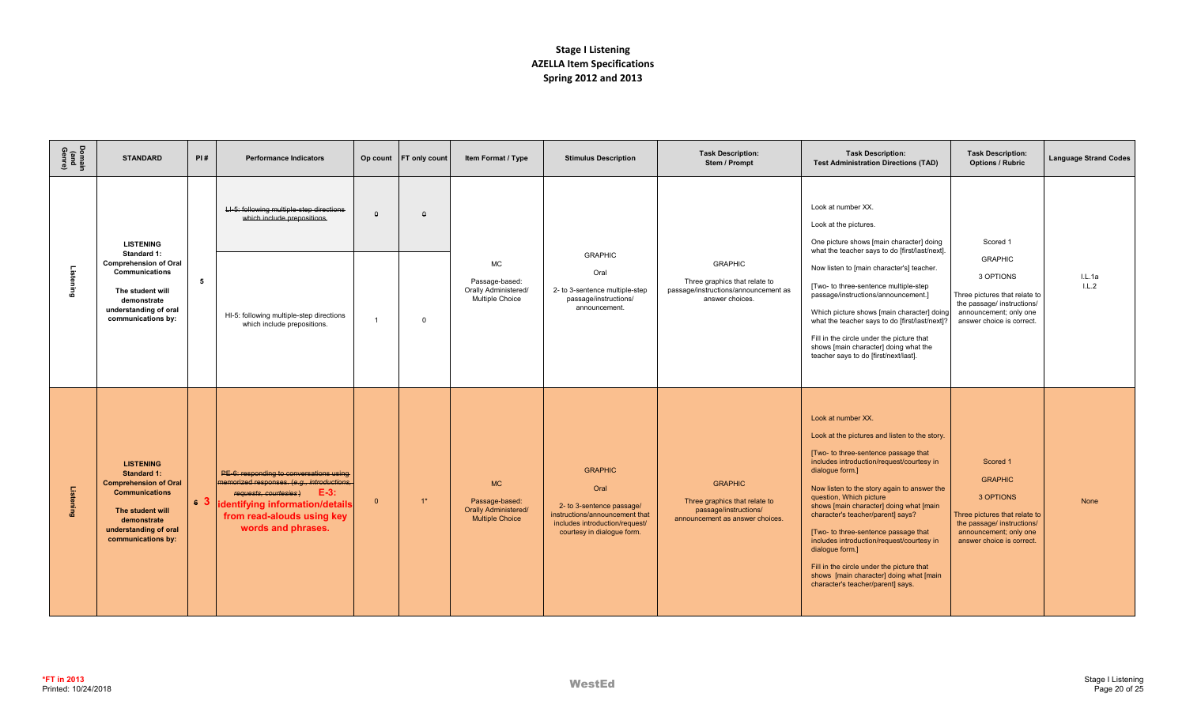# Stage I Listening
## AZELLA Item Specifications
## Spring 2012 and 2013

| Domain (and Genre) | STANDARD | PI # | Performance Indicators | Op count | FT only count | Item Format / Type | Stimulus Description | Task Description: Stem / Prompt | Task Description: Test Administration Directions (TAD) | Task Description: Options / Rubric | Language Strand Codes |
|---|---|---|---|---|---|---|---|---|---|---|---|
| Listening | **LISTENING Standard 1: Comprehension of Oral Communications** The student will demonstrate understanding of oral communications by: | 5 | ~~LI-5: following multiple-step directions which include prepositions.~~ | ~~0~~ | ~~0~~ | MC Passage-based: Orally Administered/ Multiple Choice | GRAPHIC Oral 2- to 3-sentence multiple-step passage/instructions/ announcement. | GRAPHIC Three graphics that relate to passage/instructions/announcement as answer choices. | Look at number XX. Look at the pictures. One picture shows [main character] doing what the teacher says to do [first/last/next]. Now listen to [main character's] teacher. [Two- to three-sentence multiple-step passage/instructions/announcement.] Which picture shows [main character] doing what the teacher says to do [first/last/next]? Fill in the circle under the picture that shows [main character] doing what the teacher says to do [first/next/last]. | Scored 1 GRAPHIC 3 OPTIONS Three pictures that relate to the passage/ instructions/ announcement; only one answer choice is correct. | I.L.1a I.L.2 |
| | | | HI-5: following multiple-step directions which include prepositions. | 1 | 0 | | | | | | |
| Listening | **LISTENING Standard 1: Comprehension of Oral Communications** The student will demonstrate understanding of oral communications by: | ~~6~~ 3 | ~~PE-6: responding to conversations using memorized responses. (e.g., introductions, requests, courtesies)~~ **E-3: identifying information/details from read-alouds using key words and phrases.** | 0 | 1* | MC Passage-based: Orally Administered/ Multiple Choice | GRAPHIC Oral 2- to 3-sentence passage/ instructions/announcement that includes introduction/request/ courtesy in dialogue form. | GRAPHIC Three graphics that relate to passage/instructions/ announcement as answer choices. | Look at number XX. Look at the pictures and listen to the story. [Two- to three-sentence passage that includes introduction/request/courtesy in dialogue form.] Now listen to the story again to answer the question, Which picture shows [main character] doing what [main character's teacher/parent] says? [Two- to three-sentence passage that includes introduction/request/courtesy in dialogue form.] Fill in the circle under the picture that shows [main character] doing what [main character's teacher/parent] says. | Scored 1 GRAPHIC 3 OPTIONS Three pictures that relate to the passage/ instructions/ announcement; only one answer choice is correct. | None |

*FT in 2013
Printed: 10/24/2018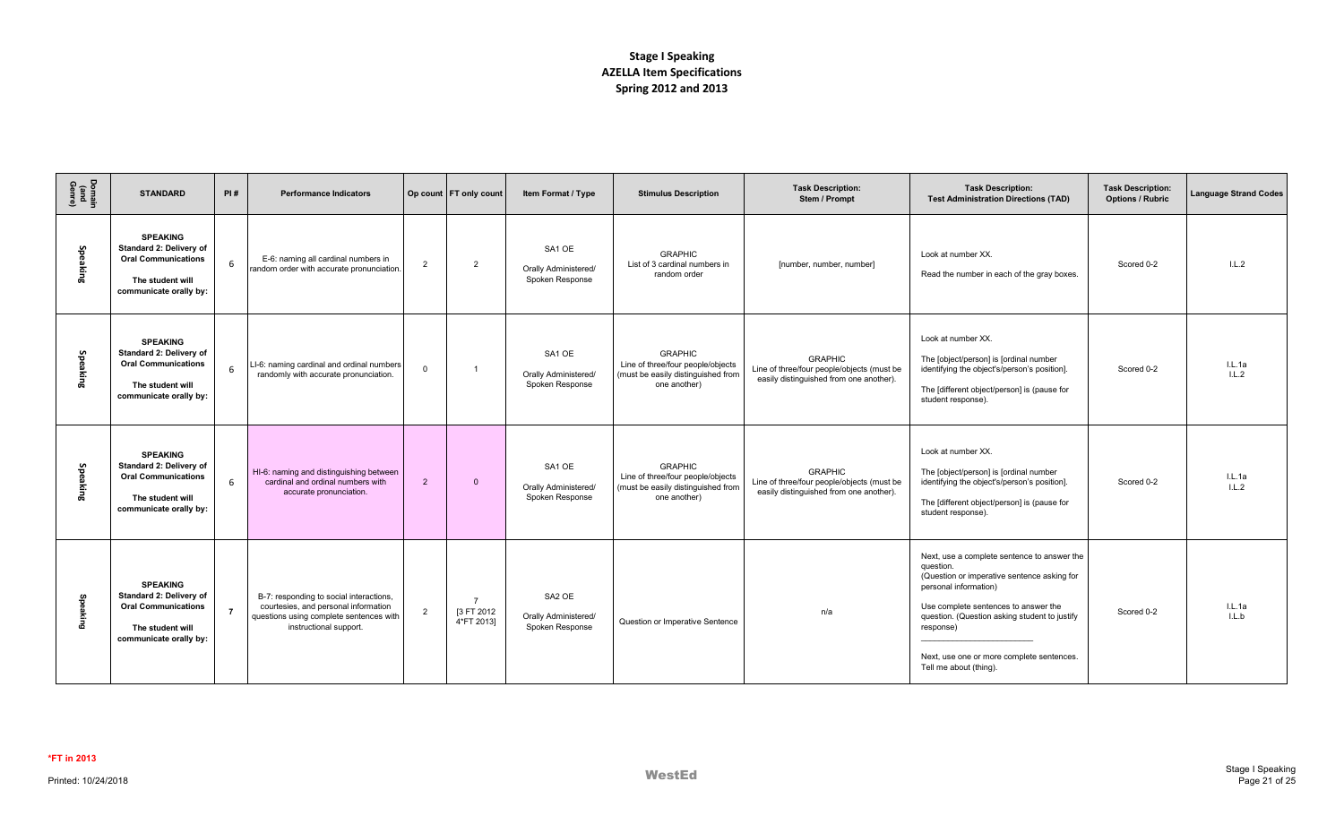# Stage I Speaking
# AZELLA Item Specifications
# Spring 2012 and 2013

| Domain (and Genre) | STANDARD | PI # | Performance Indicators | Op count | FT only count | Item Format / Type | Stimulus Description | Task Description: Stem / Prompt | Task Description: Test Administration Directions (TAD) | Task Description: Options / Rubric | Language Strand Codes |
|---|---|---|---|---|---|---|---|---|---|---|---|
| Speaking | **SPEAKING Standard 2: Delivery of Oral Communications** **The student will communicate orally by:** | 6 | E-6: naming all cardinal numbers in random order with accurate pronunciation. | 2 | 2 | SA1 OE<br>Orally Administered/ Spoken Response | GRAPHIC<br>List of 3 cardinal numbers in random order | [number, number, number] | Look at number XX.<br>Read the number in each of the gray boxes. | Scored 0-2 | I.L.2 |
| Speaking | **SPEAKING Standard 2: Delivery of Oral Communications** **The student will communicate orally by:** | 6 | LI-6: naming cardinal and ordinal numbers randomly with accurate pronunciation. | 0 | 1 | SA1 OE<br>Orally Administered/ Spoken Response | GRAPHIC<br>Line of three/four people/objects (must be easily distinguished from one another) | GRAPHIC<br>Line of three/four people/objects (must be easily distinguished from one another). | Look at number XX.<br>The [object/person] is [ordinal number identifying the object's/person's position].<br>The [different object/person] is (pause for student response). | Scored 0-2 | I.L.1a<br>I.L.2 |
| Speaking | **SPEAKING Standard 2: Delivery of Oral Communications** **The student will communicate orally by:** | 6 | HI-6: naming and distinguishing between cardinal and ordinal numbers with accurate pronunciation. | 2 | 0 | SA1 OE<br>Orally Administered/ Spoken Response | GRAPHIC<br>Line of three/four people/objects (must be easily distinguished from one another) | GRAPHIC<br>Line of three/four people/objects (must be easily distinguished from one another). | Look at number XX.<br>The [object/person] is [ordinal number identifying the object's/person's position].<br>The [different object/person] is (pause for student response). | Scored 0-2 | I.L.1a<br>I.L.2 |
| Speaking | **SPEAKING Standard 2: Delivery of Oral Communications** **The student will communicate orally by:** | 7 | B-7: responding to social interactions, courtesies, and personal information questions using complete sentences with instructional support. | 2 | 7<br>[3 FT 2012<br>4*FT 2013] | SA2 OE<br>Orally Administered/ Spoken Response | Question or Imperative Sentence | n/a | Next, use a complete sentence to answer the question.<br>(Question or imperative sentence asking for personal information)<br>Use complete sentences to answer the question. (Question asking student to justify response)<br>\_\_\_\_\_\_\_\_\_\_\_\_\_\_\_\_\_\_\_\_<br>Next, use one or more complete sentences. Tell me about (thing). | Scored 0-2 | I.L.1a<br>I.L.b |

*FT in 2013

Printed: 10/24/2018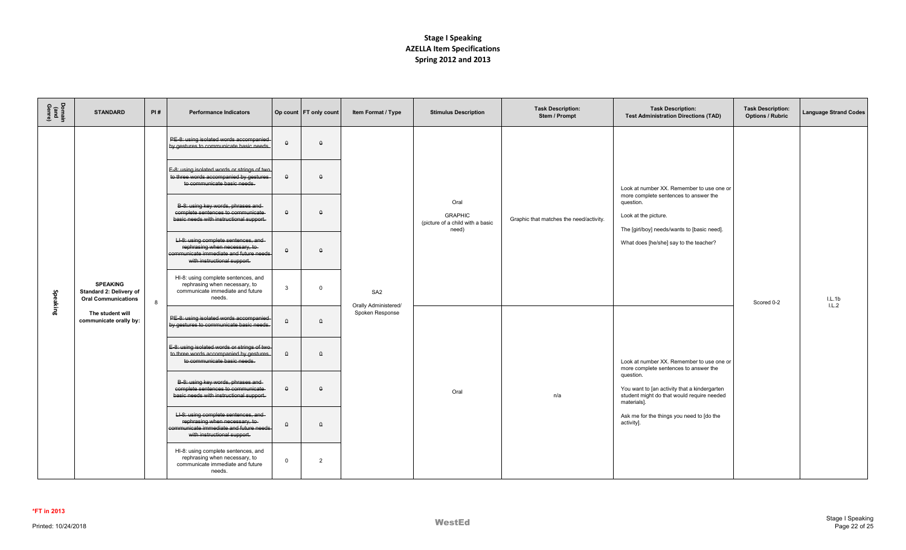# Stage I Speaking
## AZELLA Item Specifications
## Spring 2012 and 2013

| Domain (and Genre) | STANDARD | PI # | Performance Indicators | Op count | FT only count | Item Format / Type | Stimulus Description | Task Description: Stem / Prompt | Task Description: Test Administration Directions (TAD) | Task Description: Options / Rubric | Language Strand Codes |
|---|---|---|---|---|---|---|---|---|---|---|---|
| Speaking | **SPEAKING Standard 2: Delivery of Oral Communications** **The student will communicate orally by:** | 8 | ~~PE-8: using isolated words accompanied by gestures to communicate basic needs.~~ | 0 | 0 | SA2 Orally Administered/ Spoken Response | Oral GRAPHIC (picture of a child with a basic need) | Graphic that matches the need/activity. | Look at number XX. Remember to use one or more complete sentences to answer the question. Look at the picture. The [girl/boy] needs/wants to [basic need]. What does [he/she] say to the teacher? | Scored 0-2 | I.L.1b I.L.2 |
| | | | ~~E-8: using isolated words or strings of two to three words accompanied by gestures to communicate basic needs.~~ | 0 | 0 | | | | | | |
| | | | ~~B-8: using key words, phrases and complete sentences to communicate basic needs with instructional support.~~ | 0 | 0 | | | | | | |
| | | | ~~LI-8: using complete sentences, and rephrasing when necessary, to communicate immediate and future needs with instructional support.~~ | 0 | 0 | | | | | | |
| | | | HI-8: using complete sentences, and rephrasing when necessary, to communicate immediate and future needs. | 3 | 0 | | | | | | |
| | | | ~~PE-8: using isolated words accompanied by gestures to communicate basic needs.~~ | 0 | 0 | | Oral | n/a | Look at number XX. Remember to use one or more complete sentences to answer the question. You want to [an activity that a kindergarten student might do that would require needed materials]. Ask me for the things you need to [do the activity]. | | |
| | | | ~~E-8: using isolated words or strings of two to three words accompanied by gestures to communicate basic needs.~~ | 0 | 0 | | | | | | |
| | | | ~~B-8: using key words, phrases and complete sentences to communicate basic needs with instructional support.~~ | 0 | 0 | | | | | | |
| | | | ~~LI-8: using complete sentences, and rephrasing when necessary, to communicate immediate and future needs with instructional support.~~ | 0 | 0 | | | | | | |
| | | | HI-8: using complete sentences, and rephrasing when necessary, to communicate immediate and future needs. | 0 | 2 | | | | | | |

*FT in 2013

Printed: 10/24/2018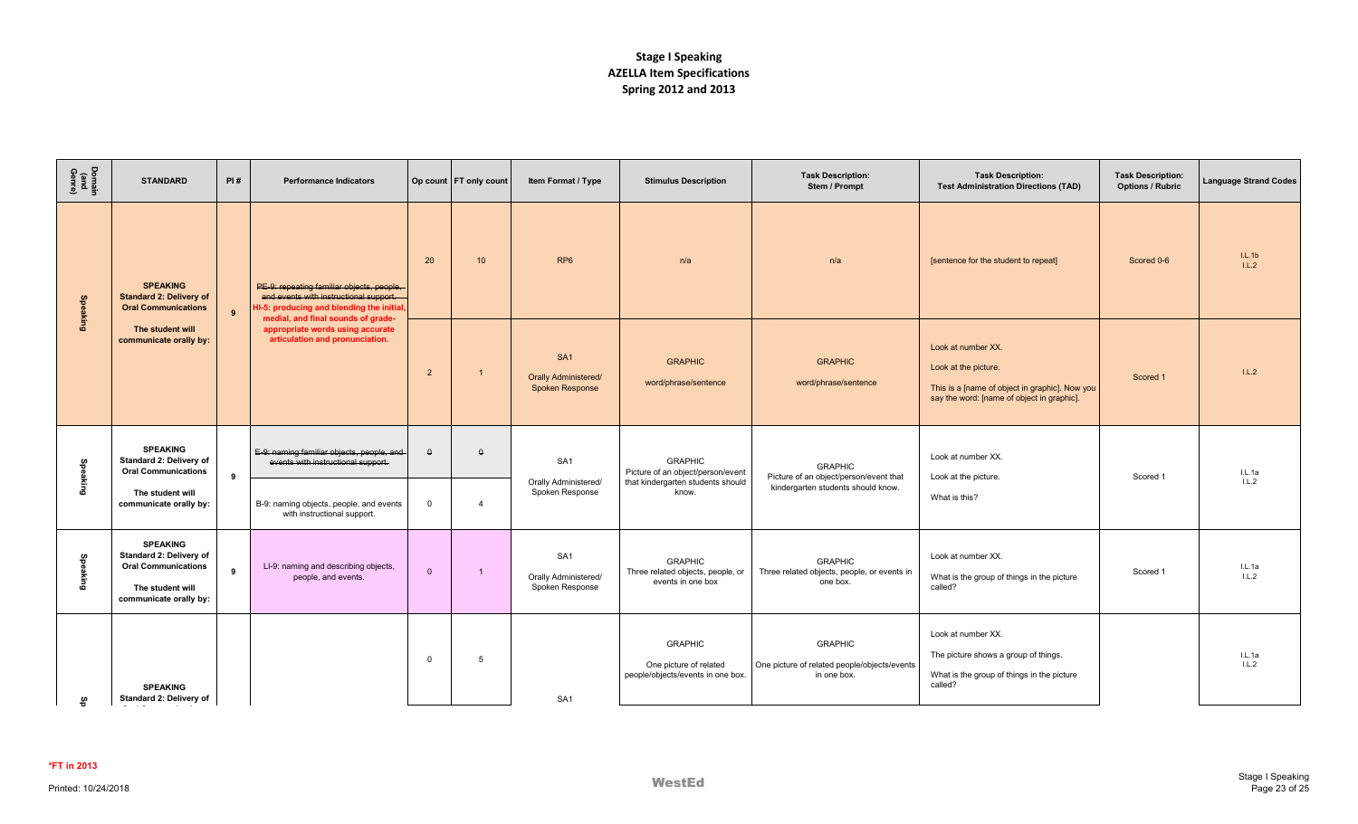# Stage I Speaking
## AZELLA Item Specifications
## Spring 2012 and 2013

| Domain (and Genre) | STANDARD | PI # | Performance Indicators | Op count | FT only count | Item Format / Type | Stimulus Description | Task Description: Stem / Prompt | Task Description: Test Administration Directions (TAD) | Task Description: Options / Rubric | Language Strand Codes |
|---|---|---|---|---|---|---|---|---|---|---|---|
| Speaking | **SPEAKING Standard 2: Delivery of Oral Communications** **The student will communicate orally by:** | 9 | ~~PE-9: repeating familiar objects, people, and events with instructional support.~~ **HI-5: producing and blending the initial, medial, and final sounds of grade-appropriate words using accurate articulation and pronunciation.** | 20 | 10 | RP6 | n/a | n/a | [sentence for the student to repeat] | Scored 0-6 | I.L.1b I.L.2 |
| | | | | 2 | 1 | SA1 Orally Administered/ Spoken Response | GRAPHIC word/phrase/sentence | GRAPHIC word/phrase/sentence | Look at number XX. Look at the picture. This is a [name of object in graphic]. Now you say the word: [name of object in graphic]. | Scored 1 | I.L.2 |
| Speaking | **SPEAKING Standard 2: Delivery of Oral Communications** **The student will communicate orally by:** | 9 | ~~E-9: naming familiar objects, people, and events with instructional support.~~ | ~~0~~ | ~~0~~ | SA1 Orally Administered/ Spoken Response | GRAPHIC Picture of an object/person/event that kindergarten students should know. | GRAPHIC Picture of an object/person/event that kindergarten students should know. | Look at number XX. Look at the picture. What is this? | Scored 1 | I.L.1a I.L.2 |
| | | | B-9: naming objects, people, and events with instructional support. | 0 | 4 | | | | | | |
| Speaking | **SPEAKING Standard 2: Delivery of Oral Communications** **The student will communicate orally by:** | 9 | LI-9: naming and describing objects, people, and events. | 0 | 1 | SA1 Orally Administered/ Spoken Response | GRAPHIC Three related objects, people, or events in one box | GRAPHIC Three related objects, people, or events in one box. | Look at number XX. What is the group of things in the picture called? | Scored 1 | I.L.1a I.L.2 |
| Sp | **SPEAKING Standard 2: Delivery of** | | | 0 | 5 | SA1 | GRAPHIC One picture of related people/objects/events in one box. | GRAPHIC One picture of related people/objects/events in one box. | Look at number XX. The picture shows a group of things. What is the group of things in the picture called? | | I.L.1a I.L.2 |

*FT in 2013

Printed: 10/24/2018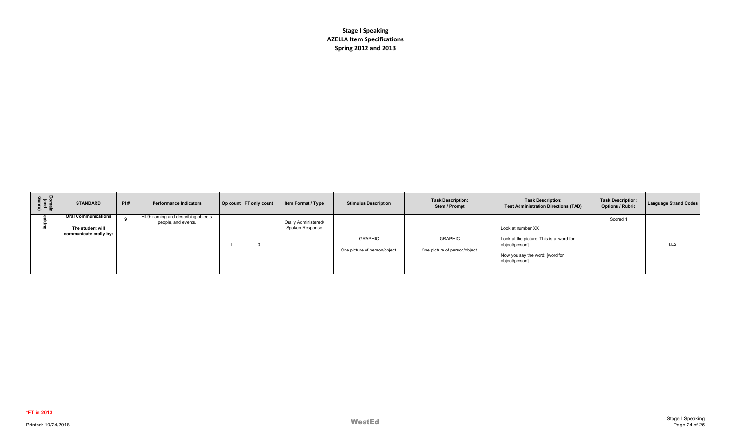**Stage I Speaking**
**AZELLA Item Specifications**
**Spring 2012 and 2013**

| Domain (and Genre) | STANDARD | PI # | Performance Indicators | Op count | FT only count | Item Format / Type | Stimulus Description | Task Description: Stem / Prompt | Task Description: Test Administration Directions (TAD) | Task Description: Options / Rubric | Language Strand Codes |
|---|---|---|---|---|---|---|---|---|---|---|---|
| Speaking | **Oral Communications** **The student will communicate orally by:** | 9 | HI-9: naming and describing objects, people, and events. | 1 | 0 | Orally Administered/ Spoken Response | GRAPHIC One picture of person/object. | GRAPHIC One picture of person/object. | Look at number XX. Look at the picture. This is a [word for object/person]. Now you say the word: [word for object/person]. | Scored 1 | I.L.2 |

***FT in 2013**

Printed: 10/24/2018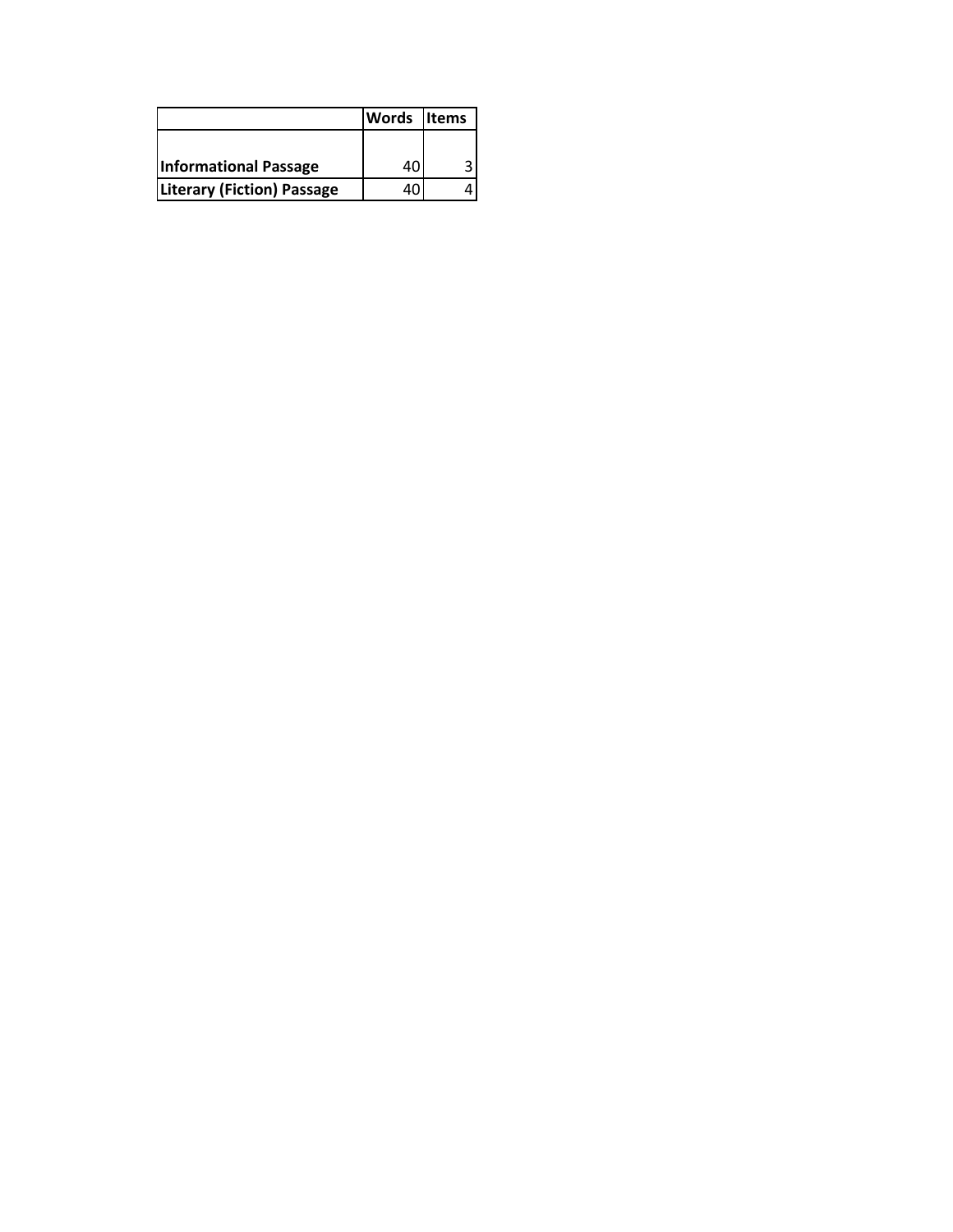| | Words | Items |
|---|---|---|
| **Informational Passage** | 40 | 3 |
| **Literary (Fiction) Passage** | 40 | 4 |